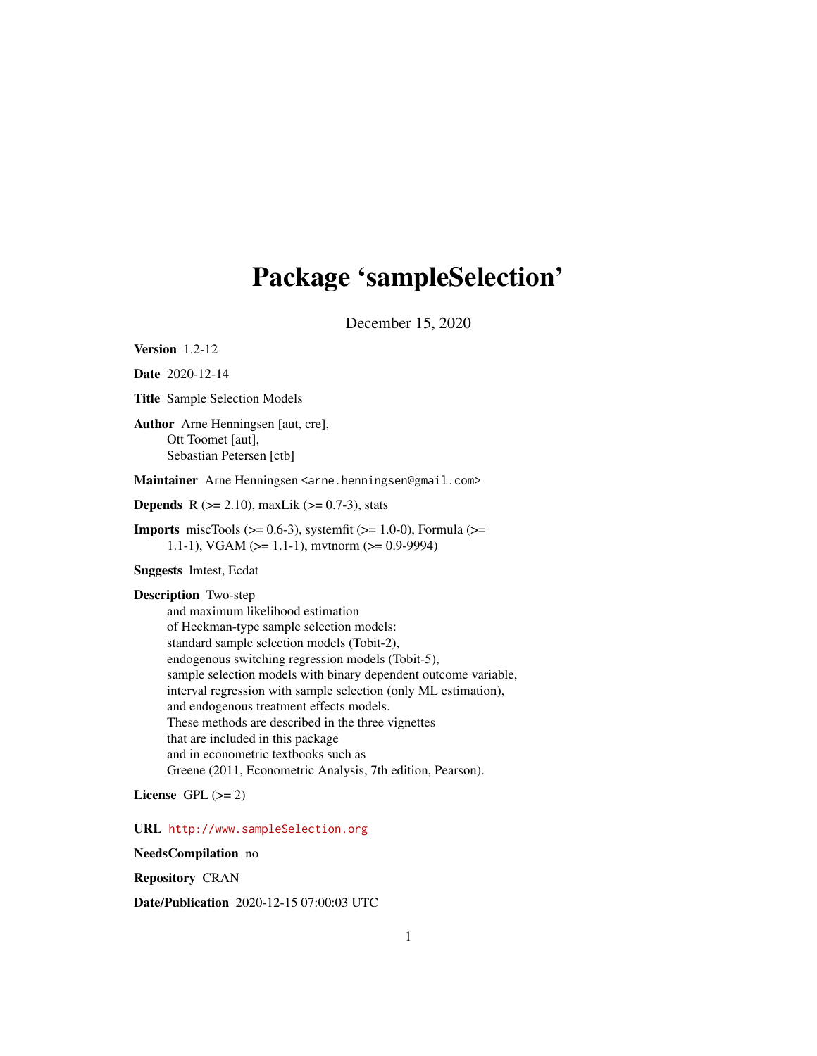# Package 'sampleSelection'

December 15, 2020

**Version** 1.2-12

**Date** 2020-12-14

**Title** Sample Selection Models

**Author** Arne Henningsen [aut, cre],
Ott Toomet [aut],
Sebastian Petersen [ctb]

**Maintainer** Arne Henningsen <arne.henningsen@gmail.com>

**Depends** R (>= 2.10), maxLik (>= 0.7-3), stats

**Imports** miscTools (>= 0.6-3), systemfit (>= 1.0-0), Formula (>= 1.1-1), VGAM (>= 1.1-1), mvtnorm (>= 0.9-9994)

**Suggests** lmtest, Ecdat

**Description** Two-step
and maximum likelihood estimation
of Heckman-type sample selection models:
standard sample selection models (Tobit-2),
endogenous switching regression models (Tobit-5),
sample selection models with binary dependent outcome variable,
interval regression with sample selection (only ML estimation),
and endogenous treatment effects models.
These methods are described in the three vignettes
that are included in this package
and in econometric textbooks such as
Greene (2011, Econometric Analysis, 7th edition, Pearson).

**License** GPL (>= 2)

**URL** http://www.sampleSelection.org

**NeedsCompilation** no

**Repository** CRAN

**Date/Publication** 2020-12-15 07:00:03 UTC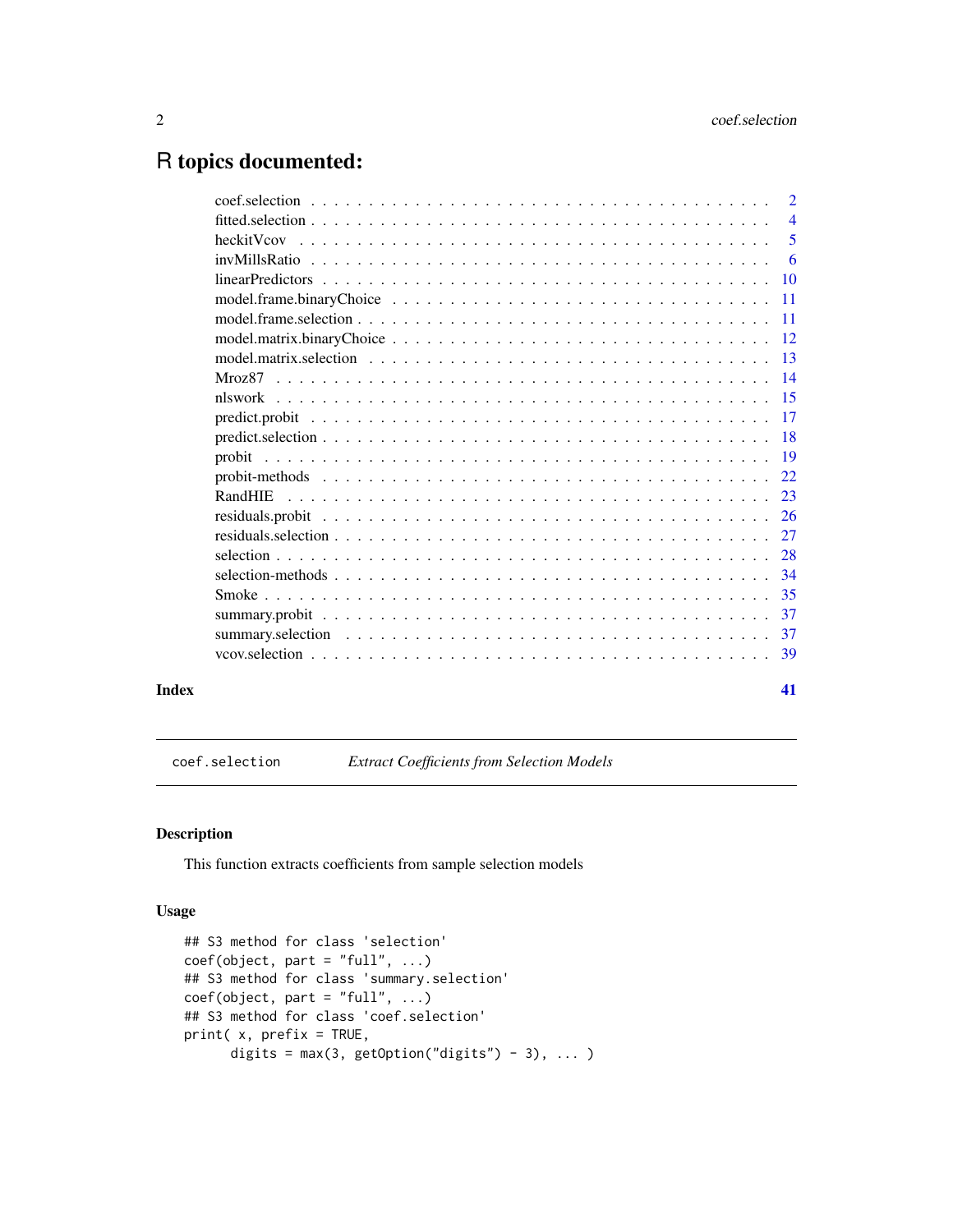# R topics documented:

| | |
|---|---|
| coef.selection | 2 |
| fitted.selection | 4 |
| heckitVcov | 5 |
| invMillsRatio | 6 |
| linearPredictors | 10 |
| model.frame.binaryChoice | 11 |
| model.frame.selection | 11 |
| model.matrix.binaryChoice | 12 |
| model.matrix.selection | 13 |
| Mroz87 | 14 |
| nlswork | 15 |
| predict.probit | 17 |
| predict.selection | 18 |
| probit | 19 |
| probit-methods | 22 |
| RandHIE | 23 |
| residuals.probit | 26 |
| residuals.selection | 27 |
| selection | 28 |
| selection-methods | 34 |
| Smoke | 35 |
| summary.probit | 37 |
| summary.selection | 37 |
| vcov.selection | 39 |

**Index** **41**

---

`coef.selection` *Extract Coefficients from Selection Models*

---

## Description

This function extracts coefficients from sample selection models

## Usage

```
## S3 method for class 'selection'
coef(object, part = "full", ...)
## S3 method for class 'summary.selection'
coef(object, part = "full", ...)
## S3 method for class 'coef.selection'
print( x, prefix = TRUE,
      digits = max(3, getOption("digits") - 3), ... )
```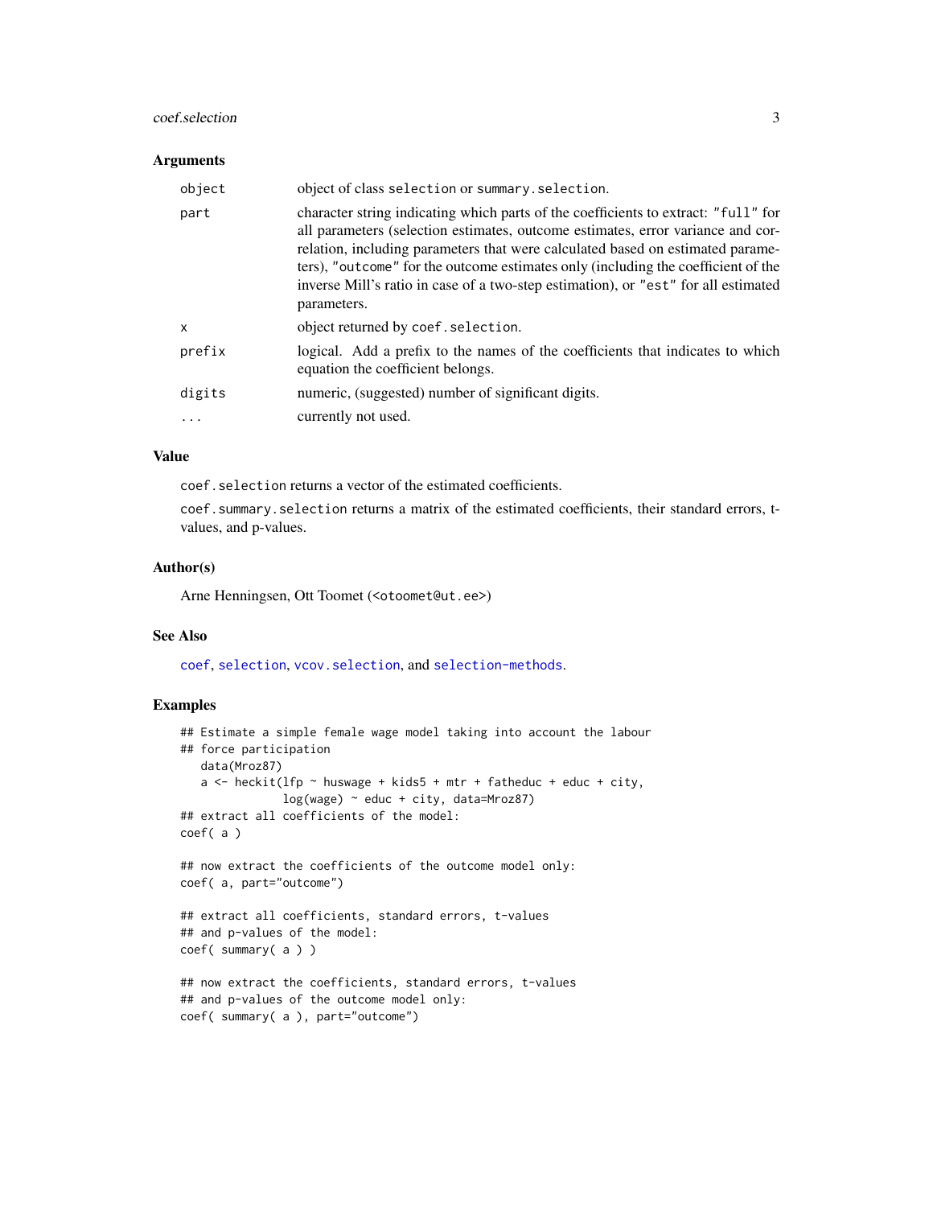## Arguments

| | |
|---|---|
| object | object of class selection or summary.selection. |
| part | character string indicating which parts of the coefficients to extract: "full" for all parameters (selection estimates, outcome estimates, error variance and correlation, including parameters that were calculated based on estimated parameters), "outcome" for the outcome estimates only (including the coefficient of the inverse Mill's ratio in case of a two-step estimation), or "est" for all estimated parameters. |
| x | object returned by coef.selection. |
| prefix | logical. Add a prefix to the names of the coefficients that indicates to which equation the coefficient belongs. |
| digits | numeric, (suggested) number of significant digits. |
| ... | currently not used. |

## Value

coef.selection returns a vector of the estimated coefficients.

coef.summary.selection returns a matrix of the estimated coefficients, their standard errors, t-values, and p-values.

## Author(s)

Arne Henningsen, Ott Toomet (<otoomet@ut.ee>)

## See Also

coef, selection, vcov.selection, and selection-methods.

## Examples

```
## Estimate a simple female wage model taking into account the labour
## force participation
   data(Mroz87)
   a <- heckit(lfp ~ huswage + kids5 + mtr + fatheduc + educ + city,
               log(wage) ~ educ + city, data=Mroz87)
## extract all coefficients of the model:
coef( a )

## now extract the coefficients of the outcome model only:
coef( a, part="outcome")

## extract all coefficients, standard errors, t-values
## and p-values of the model:
coef( summary( a ) )

## now extract the coefficients, standard errors, t-values
## and p-values of the outcome model only:
coef( summary( a ), part="outcome")
```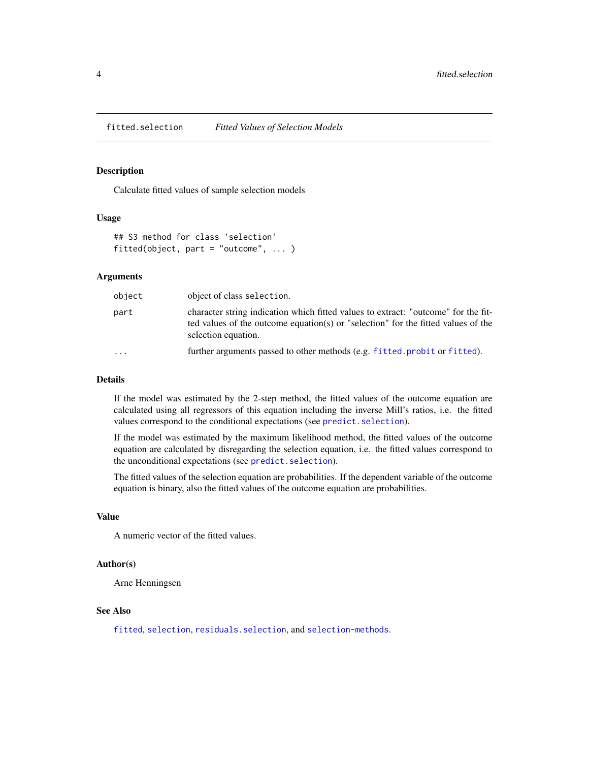## fitted.selection — *Fitted Values of Selection Models*

### Description

Calculate fitted values of sample selection models

### Usage

```
## S3 method for class 'selection'
fitted(object, part = "outcome", ... )
```

### Arguments

| | |
|---|---|
| `object` | object of class `selection`. |
| `part` | character string indication which fitted values to extract: "outcome" for the fitted values of the outcome equation(s) or "selection" for the fitted values of the selection equation. |
| `...` | further arguments passed to other methods (e.g. `fitted.probit` or `fitted`). |

### Details

If the model was estimated by the 2-step method, the fitted values of the outcome equation are calculated using all regressors of this equation including the inverse Mill's ratios, i.e. the fitted values correspond to the conditional expectations (see `predict.selection`).

If the model was estimated by the maximum likelihood method, the fitted values of the outcome equation are calculated by disregarding the selection equation, i.e. the fitted values correspond to the unconditional expectations (see `predict.selection`).

The fitted values of the selection equation are probabilities. If the dependent variable of the outcome equation is binary, also the fitted values of the outcome equation are probabilities.

### Value

A numeric vector of the fitted values.

### Author(s)

Arne Henningsen

### See Also

`fitted`, `selection`, `residuals.selection`, and `selection-methods`.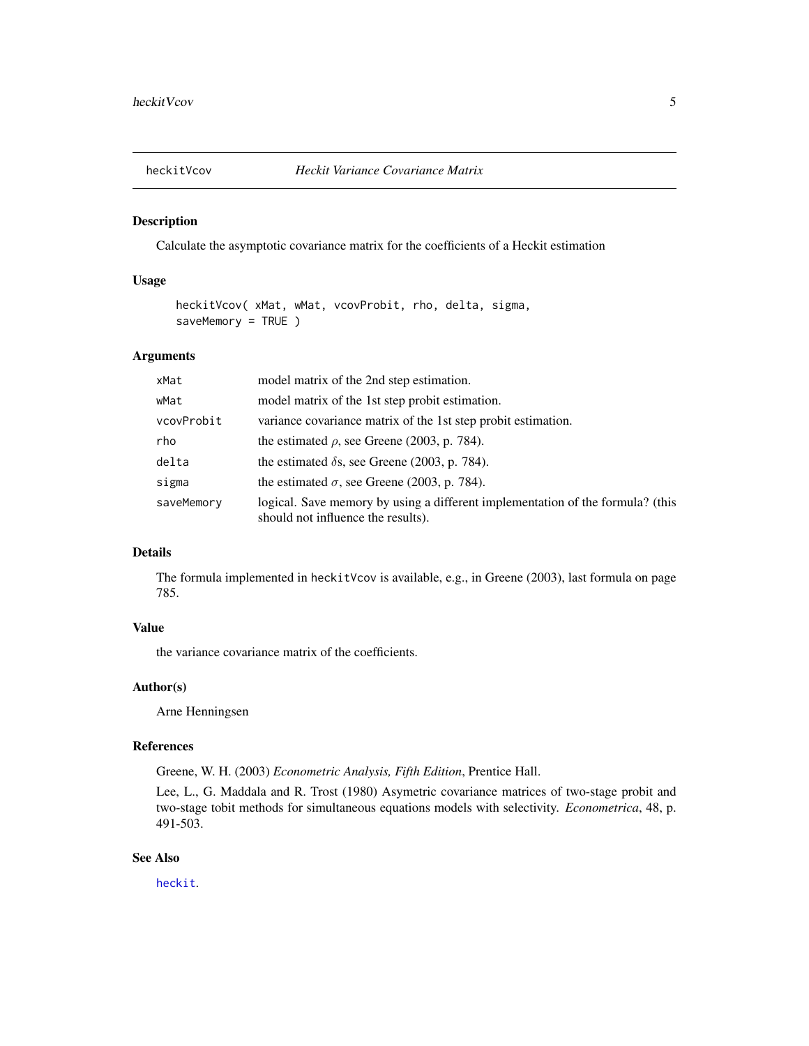# heckitVcov — *Heckit Variance Covariance Matrix*

## Description

Calculate the asymptotic covariance matrix for the coefficients of a Heckit estimation

## Usage

```
heckitVcov( xMat, wMat, vcovProbit, rho, delta, sigma,
saveMemory = TRUE )
```

## Arguments

| Argument | Description |
|---|---|
| xMat | model matrix of the 2nd step estimation. |
| wMat | model matrix of the 1st step probit estimation. |
| vcovProbit | variance covariance matrix of the 1st step probit estimation. |
| rho | the estimated $\rho$, see Greene (2003, p. 784). |
| delta | the estimated $\delta$s, see Greene (2003, p. 784). |
| sigma | the estimated $\sigma$, see Greene (2003, p. 784). |
| saveMemory | logical. Save memory by using a different implementation of the formula? (this should not influence the results). |

## Details

The formula implemented in heckitVcov is available, e.g., in Greene (2003), last formula on page 785.

## Value

the variance covariance matrix of the coefficients.

## Author(s)

Arne Henningsen

## References

Greene, W. H. (2003) *Econometric Analysis, Fifth Edition*, Prentice Hall.

Lee, L., G. Maddala and R. Trost (1980) Asymetric covariance matrices of two-stage probit and two-stage tobit methods for simultaneous equations models with selectivity. *Econometrica*, 48, p. 491-503.

## See Also

heckit.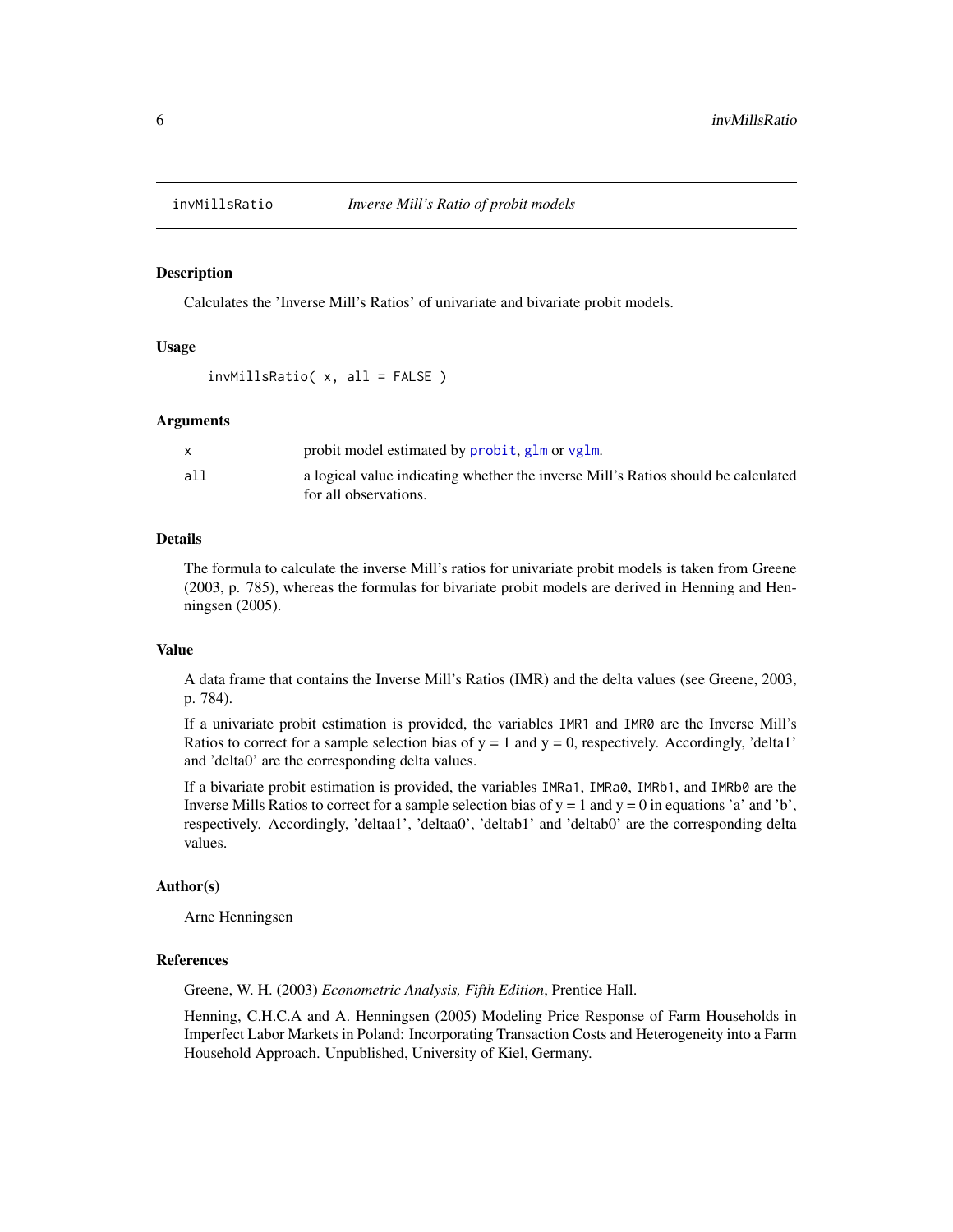## invMillsRatio — *Inverse Mill's Ratio of probit models*

### Description

Calculates the 'Inverse Mill's Ratios' of univariate and bivariate probit models.

### Usage

```
invMillsRatio( x, all = FALSE )
```

### Arguments

| | |
|---|---|
| x | probit model estimated by probit, glm or vglm. |
| all | a logical value indicating whether the inverse Mill's Ratios should be calculated for all observations. |

### Details

The formula to calculate the inverse Mill's ratios for univariate probit models is taken from Greene (2003, p. 785), whereas the formulas for bivariate probit models are derived in Henning and Henningsen (2005).

### Value

A data frame that contains the Inverse Mill's Ratios (IMR) and the delta values (see Greene, 2003, p. 784).

If a univariate probit estimation is provided, the variables `IMR1` and `IMR0` are the Inverse Mill's Ratios to correct for a sample selection bias of y = 1 and y = 0, respectively. Accordingly, 'delta1' and 'delta0' are the corresponding delta values.

If a bivariate probit estimation is provided, the variables `IMRa1`, `IMRa0`, `IMRb1`, and `IMRb0` are the Inverse Mills Ratios to correct for a sample selection bias of y = 1 and y = 0 in equations 'a' and 'b', respectively. Accordingly, 'deltaa1', 'deltaa0', 'deltab1' and 'deltab0' are the corresponding delta values.

### Author(s)

Arne Henningsen

### References

Greene, W. H. (2003) *Econometric Analysis, Fifth Edition*, Prentice Hall.

Henning, C.H.C.A and A. Henningsen (2005) Modeling Price Response of Farm Households in Imperfect Labor Markets in Poland: Incorporating Transaction Costs and Heterogeneity into a Farm Household Approach. Unpublished, University of Kiel, Germany.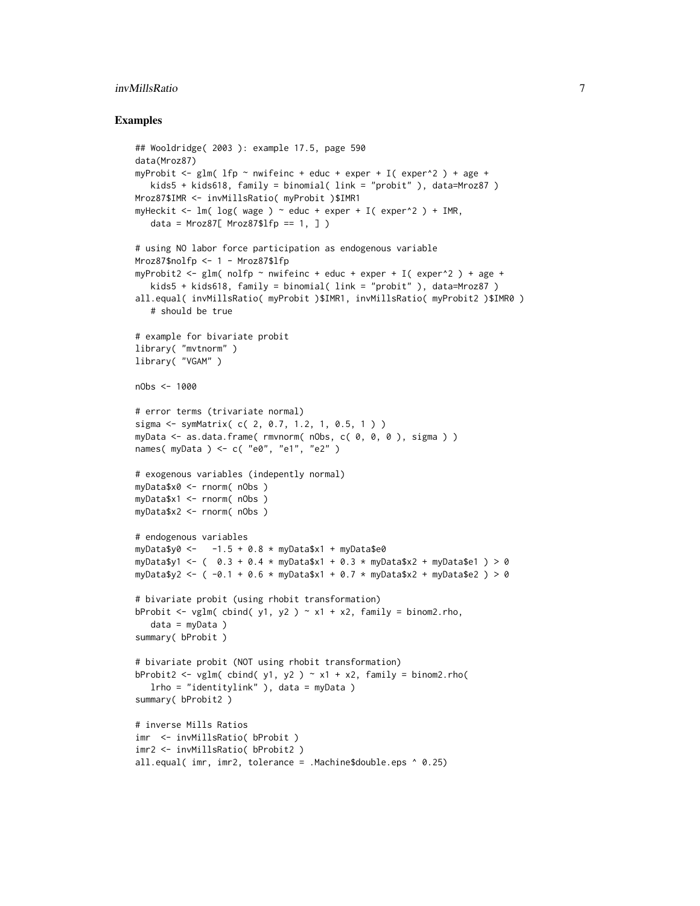## Examples

```
## Wooldridge( 2003 ): example 17.5, page 590
data(Mroz87)
myProbit <- glm( lfp ~ nwifeinc + educ + exper + I( exper^2 ) + age +
   kids5 + kids618, family = binomial( link = "probit" ), data=Mroz87 )
Mroz87$IMR <- invMillsRatio( myProbit )$IMR1
myHeckit <- lm( log( wage ) ~ educ + exper + I( exper^2 ) + IMR,
   data = Mroz87[ Mroz87$lfp == 1, ] )

# using NO labor force participation as endogenous variable
Mroz87$nolfp <- 1 - Mroz87$lfp
myProbit2 <- glm( nolfp ~ nwifeinc + educ + exper + I( exper^2 ) + age +
   kids5 + kids618, family = binomial( link = "probit" ), data=Mroz87 )
all.equal( invMillsRatio( myProbit )$IMR1, invMillsRatio( myProbit2 )$IMR0 )
   # should be true

# example for bivariate probit
library( "mvtnorm" )
library( "VGAM" )

nObs <- 1000

# error terms (trivariate normal)
sigma <- symMatrix( c( 2, 0.7, 1.2, 1, 0.5, 1 ) )
myData <- as.data.frame( rmvnorm( nObs, c( 0, 0, 0 ), sigma ) )
names( myData ) <- c( "e0", "e1", "e2" )

# exogenous variables (indepently normal)
myData$x0 <- rnorm( nObs )
myData$x1 <- rnorm( nObs )
myData$x2 <- rnorm( nObs )

# endogenous variables
myData$y0 <-   -1.5 + 0.8 * myData$x1 + myData$e0
myData$y1 <- (  0.3 + 0.4 * myData$x1 + 0.3 * myData$x2 + myData$e1 ) > 0
myData$y2 <- ( -0.1 + 0.6 * myData$x1 + 0.7 * myData$x2 + myData$e2 ) > 0

# bivariate probit (using rhobit transformation)
bProbit <- vglm( cbind( y1, y2 ) ~ x1 + x2, family = binom2.rho,
   data = myData )
summary( bProbit )

# bivariate probit (NOT using rhobit transformation)
bProbit2 <- vglm( cbind( y1, y2 ) ~ x1 + x2, family = binom2.rho(
   lrho = "identitylink" ), data = myData )
summary( bProbit2 )

# inverse Mills Ratios
imr  <- invMillsRatio( bProbit )
imr2 <- invMillsRatio( bProbit2 )
all.equal( imr, imr2, tolerance = .Machine$double.eps ^ 0.25)
```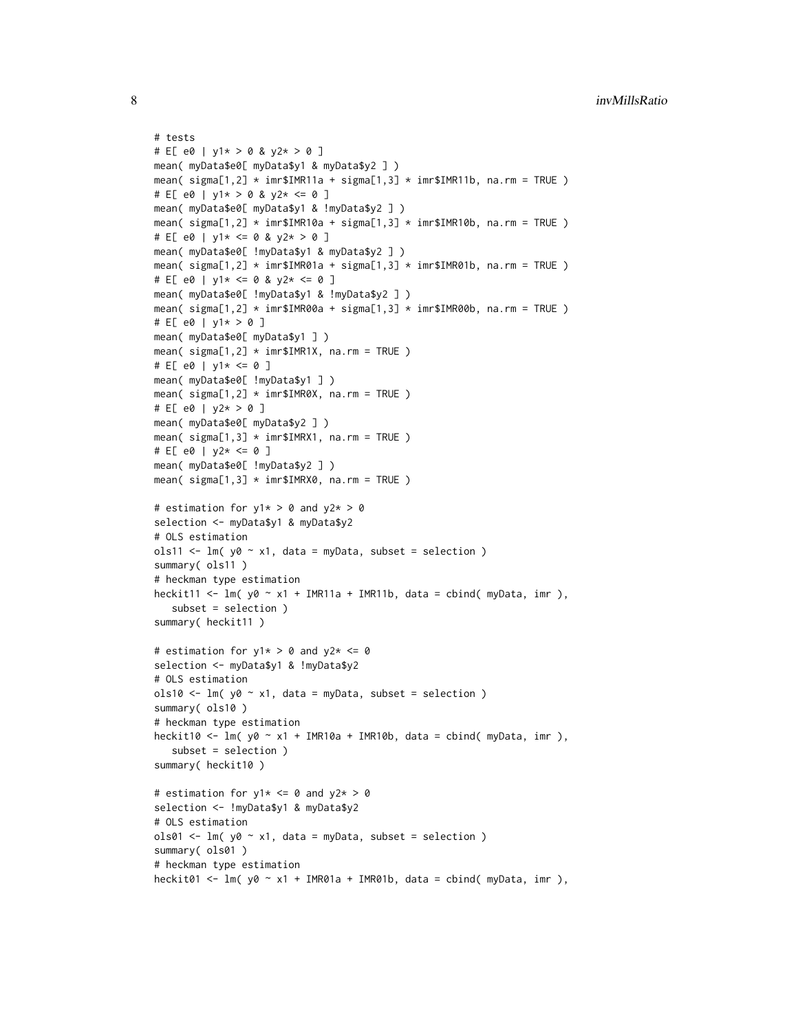```
# tests
# E[ e0 | y1* > 0 & y2* > 0 ]
mean( myData$e0[ myData$y1 & myData$y2 ] )
mean( sigma[1,2] * imr$IMR11a + sigma[1,3] * imr$IMR11b, na.rm = TRUE )
# E[ e0 | y1* > 0 & y2* <= 0 ]
mean( myData$e0[ myData$y1 & !myData$y2 ] )
mean( sigma[1,2] * imr$IMR10a + sigma[1,3] * imr$IMR10b, na.rm = TRUE )
# E[ e0 | y1* <= 0 & y2* > 0 ]
mean( myData$e0[ !myData$y1 & myData$y2 ] )
mean( sigma[1,2] * imr$IMR01a + sigma[1,3] * imr$IMR01b, na.rm = TRUE )
# E[ e0 | y1* <= 0 & y2* <= 0 ]
mean( myData$e0[ !myData$y1 & !myData$y2 ] )
mean( sigma[1,2] * imr$IMR00a + sigma[1,3] * imr$IMR00b, na.rm = TRUE )
# E[ e0 | y1* > 0 ]
mean( myData$e0[ myData$y1 ] )
mean( sigma[1,2] * imr$IMR1X, na.rm = TRUE )
# E[ e0 | y1* <= 0 ]
mean( myData$e0[ !myData$y1 ] )
mean( sigma[1,2] * imr$IMR0X, na.rm = TRUE )
# E[ e0 | y2* > 0 ]
mean( myData$e0[ myData$y2 ] )
mean( sigma[1,3] * imr$IMRX1, na.rm = TRUE )
# E[ e0 | y2* <= 0 ]
mean( myData$e0[ !myData$y2 ] )
mean( sigma[1,3] * imr$IMRX0, na.rm = TRUE )

# estimation for y1* > 0 and y2* > 0
selection <- myData$y1 & myData$y2
# OLS estimation
ols11 <- lm( y0 ~ x1, data = myData, subset = selection )
summary( ols11 )
# heckman type estimation
heckit11 <- lm( y0 ~ x1 + IMR11a + IMR11b, data = cbind( myData, imr ),
   subset = selection )
summary( heckit11 )

# estimation for y1* > 0 and y2* <= 0
selection <- myData$y1 & !myData$y2
# OLS estimation
ols10 <- lm( y0 ~ x1, data = myData, subset = selection )
summary( ols10 )
# heckman type estimation
heckit10 <- lm( y0 ~ x1 + IMR10a + IMR10b, data = cbind( myData, imr ),
   subset = selection )
summary( heckit10 )

# estimation for y1* <= 0 and y2* > 0
selection <- !myData$y1 & myData$y2
# OLS estimation
ols01 <- lm( y0 ~ x1, data = myData, subset = selection )
summary( ols01 )
# heckman type estimation
heckit01 <- lm( y0 ~ x1 + IMR01a + IMR01b, data = cbind( myData, imr ),
```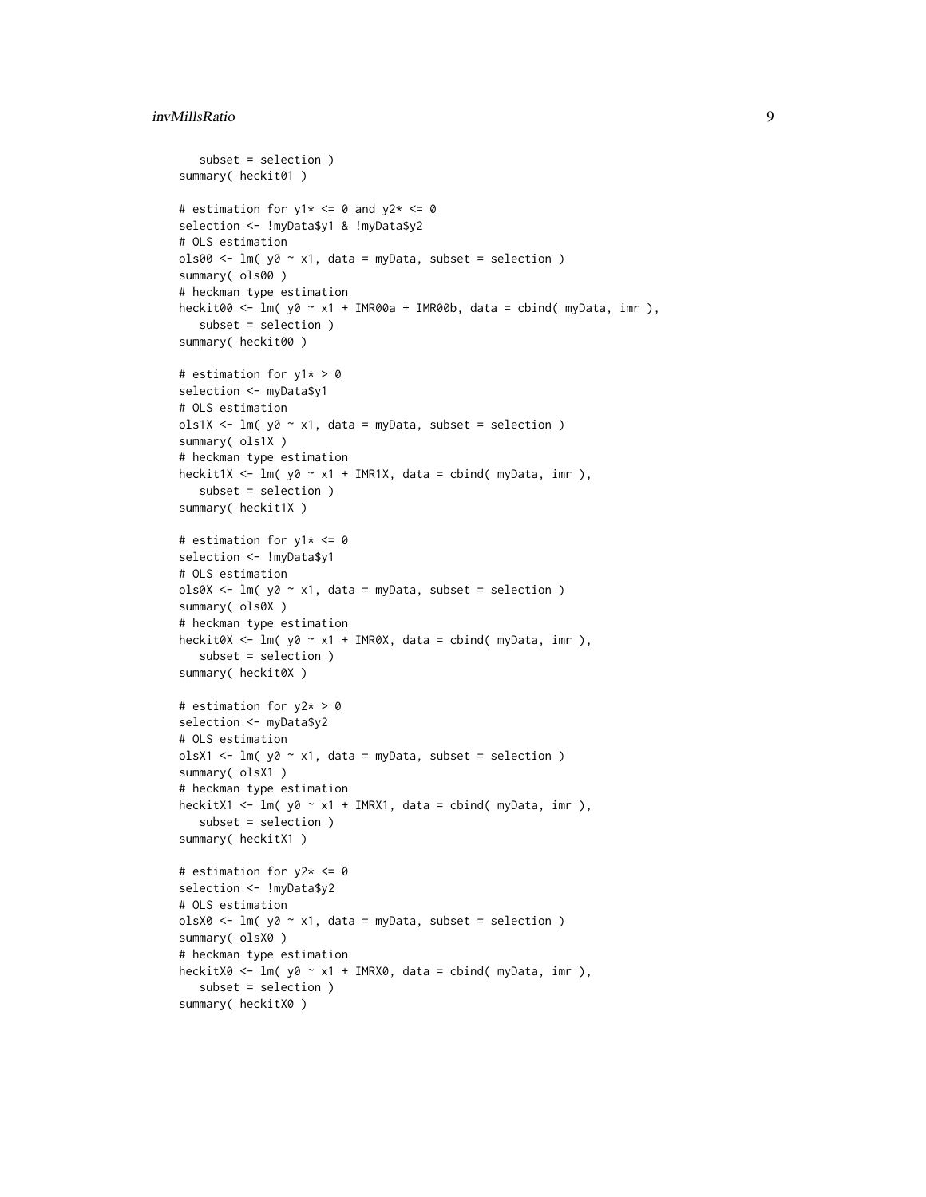```
   subset = selection )
summary( heckit01 )

# estimation for y1* <= 0 and y2* <= 0
selection <- !myData$y1 & !myData$y2
# OLS estimation
ols00 <- lm( y0 ~ x1, data = myData, subset = selection )
summary( ols00 )
# heckman type estimation
heckit00 <- lm( y0 ~ x1 + IMR00a + IMR00b, data = cbind( myData, imr ),
   subset = selection )
summary( heckit00 )

# estimation for y1* > 0
selection <- myData$y1
# OLS estimation
ols1X <- lm( y0 ~ x1, data = myData, subset = selection )
summary( ols1X )
# heckman type estimation
heckit1X <- lm( y0 ~ x1 + IMR1X, data = cbind( myData, imr ),
   subset = selection )
summary( heckit1X )

# estimation for y1* <= 0
selection <- !myData$y1
# OLS estimation
ols0X <- lm( y0 ~ x1, data = myData, subset = selection )
summary( ols0X )
# heckman type estimation
heckit0X <- lm( y0 ~ x1 + IMR0X, data = cbind( myData, imr ),
   subset = selection )
summary( heckit0X )

# estimation for y2* > 0
selection <- myData$y2
# OLS estimation
olsX1 <- lm( y0 ~ x1, data = myData, subset = selection )
summary( olsX1 )
# heckman type estimation
heckitX1 <- lm( y0 ~ x1 + IMRX1, data = cbind( myData, imr ),
   subset = selection )
summary( heckitX1 )

# estimation for y2* <= 0
selection <- !myData$y2
# OLS estimation
olsX0 <- lm( y0 ~ x1, data = myData, subset = selection )
summary( olsX0 )
# heckman type estimation
heckitX0 <- lm( y0 ~ x1 + IMRX0, data = cbind( myData, imr ),
   subset = selection )
summary( heckitX0 )
```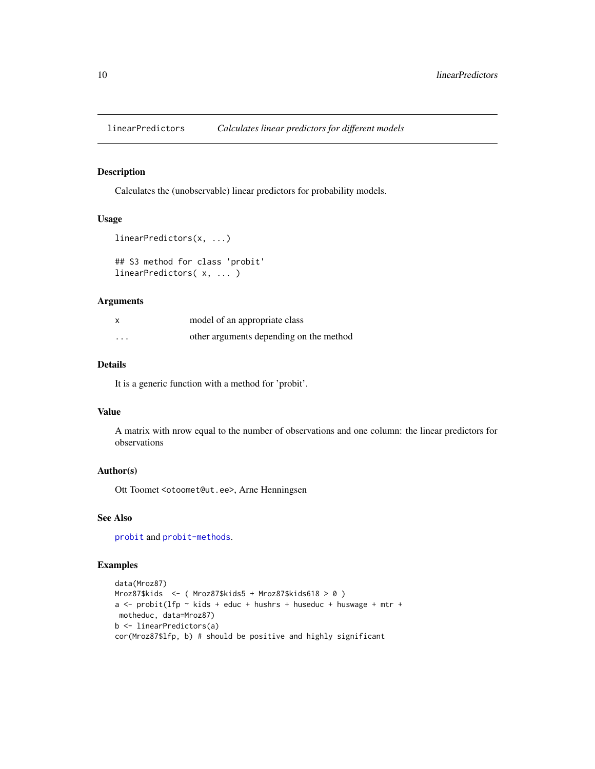# linearPredictors — *Calculates linear predictors for different models*

## Description

Calculates the (unobservable) linear predictors for probability models.

## Usage

```
linearPredictors(x, ...)

## S3 method for class 'probit'
linearPredictors( x, ... )
```

## Arguments

| | |
|---|---|
| `x` | model of an appropriate class |
| `...` | other arguments depending on the method |

## Details

It is a generic function with a method for 'probit'.

## Value

A matrix with nrow equal to the number of observations and one column: the linear predictors for observations

## Author(s)

Ott Toomet <otoomet@ut.ee>, Arne Henningsen

## See Also

`probit` and `probit-methods`.

## Examples

```
data(Mroz87)
Mroz87$kids  <- ( Mroz87$kids5 + Mroz87$kids618 > 0 )
a <- probit(lfp ~ kids + educ + hushrs + huseduc + huswage + mtr +
 motheduc, data=Mroz87)
b <- linearPredictors(a)
cor(Mroz87$lfp, b) # should be positive and highly significant
```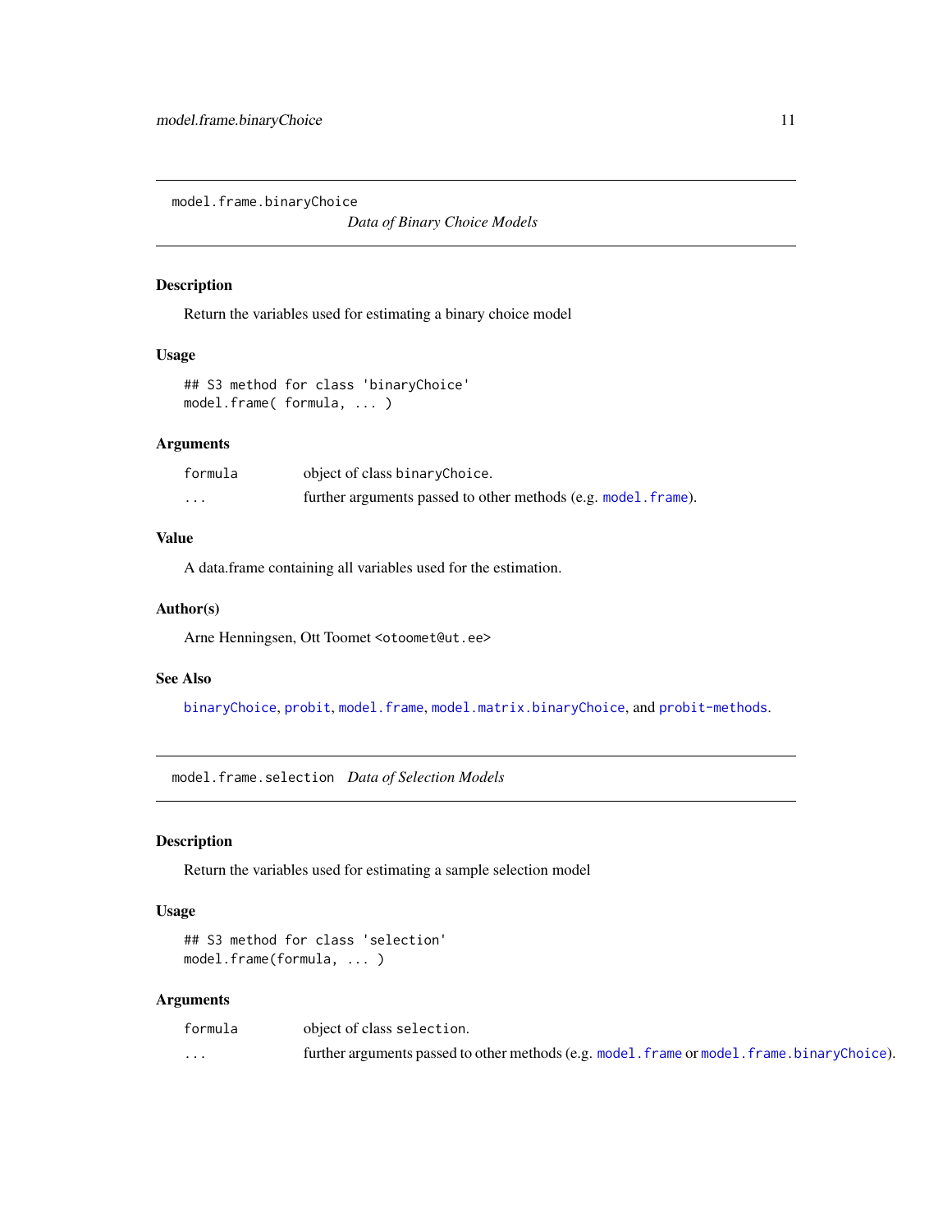## model.frame.binaryChoice
*Data of Binary Choice Models*

### Description

Return the variables used for estimating a binary choice model

### Usage

```
## S3 method for class 'binaryChoice'
model.frame( formula, ... )
```

### Arguments

| | |
|---|---|
| formula | object of class binaryChoice. |
| ... | further arguments passed to other methods (e.g. model.frame). |

### Value

A data.frame containing all variables used for the estimation.

### Author(s)

Arne Henningsen, Ott Toomet <otoomet@ut.ee>

### See Also

binaryChoice, probit, model.frame, model.matrix.binaryChoice, and probit-methods.

## model.frame.selection
*Data of Selection Models*

### Description

Return the variables used for estimating a sample selection model

### Usage

```
## S3 method for class 'selection'
model.frame(formula, ... )
```

### Arguments

| | |
|---|---|
| formula | object of class selection. |
| ... | further arguments passed to other methods (e.g. model.frame or model.frame.binaryChoice). |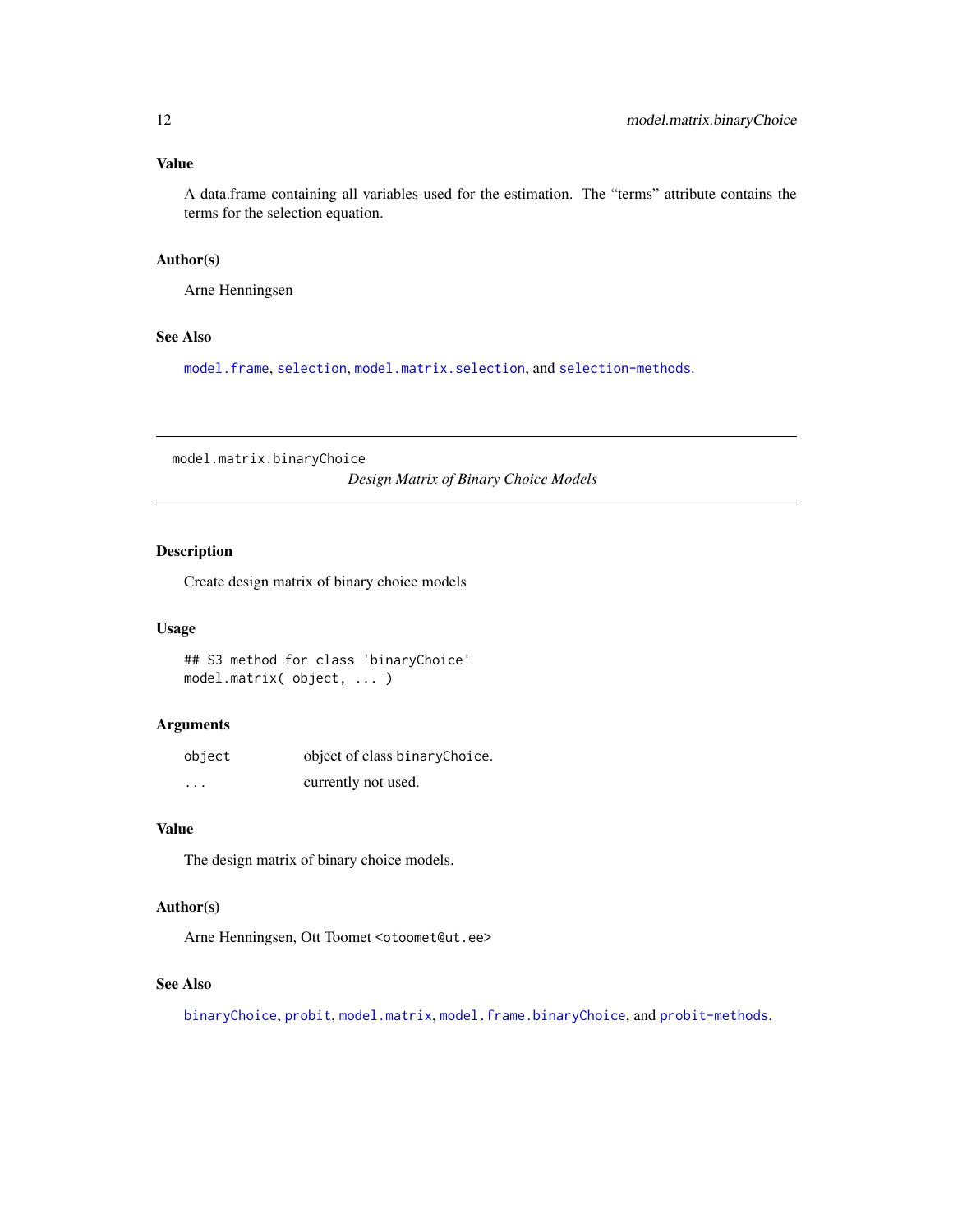### Value

A data.frame containing all variables used for the estimation. The "terms" attribute contains the terms for the selection equation.

### Author(s)

Arne Henningsen

### See Also

`model.frame`, `selection`, `model.matrix.selection`, and `selection-methods`.

---

## model.matrix.binaryChoice *Design Matrix of Binary Choice Models*

---

### Description

Create design matrix of binary choice models

### Usage

```
## S3 method for class 'binaryChoice'
model.matrix( object, ... )
```

### Arguments

| | |
|---|---|
| `object` | object of class `binaryChoice`. |
| `...` | currently not used. |

### Value

The design matrix of binary choice models.

### Author(s)

Arne Henningsen, Ott Toomet <otoomet@ut.ee>

### See Also

`binaryChoice`, `probit`, `model.matrix`, `model.frame.binaryChoice`, and `probit-methods`.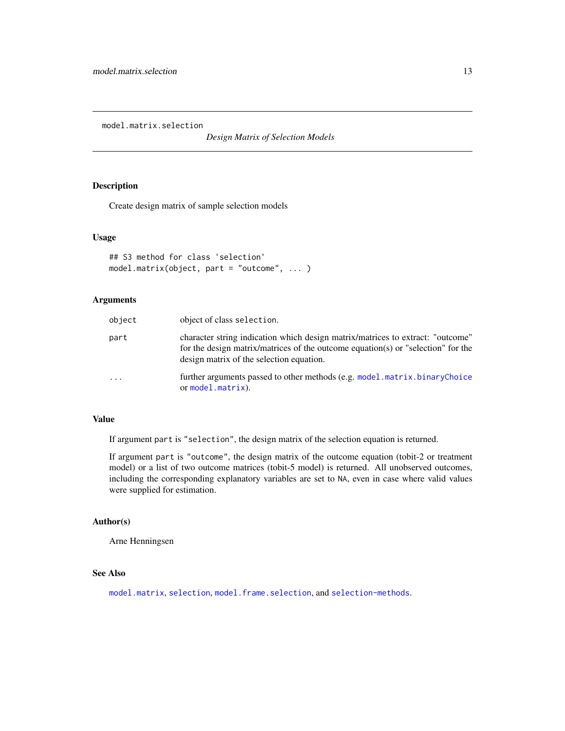model.matrix.selection

*Design Matrix of Selection Models*

## Description

Create design matrix of sample selection models

## Usage

```
## S3 method for class 'selection'
model.matrix(object, part = "outcome", ... )
```

## Arguments

| | |
|---|---|
| object | object of class selection. |
| part | character string indication which design matrix/matrices to extract: "outcome" for the design matrix/matrices of the outcome equation(s) or "selection" for the design matrix of the selection equation. |
| ... | further arguments passed to other methods (e.g. model.matrix.binaryChoice or model.matrix). |

## Value

If argument part is "selection", the design matrix of the selection equation is returned.

If argument part is "outcome", the design matrix of the outcome equation (tobit-2 or treatment model) or a list of two outcome matrices (tobit-5 model) is returned. All unobserved outcomes, including the corresponding explanatory variables are set to NA, even in case where valid values were supplied for estimation.

## Author(s)

Arne Henningsen

## See Also

model.matrix, selection, model.frame.selection, and selection-methods.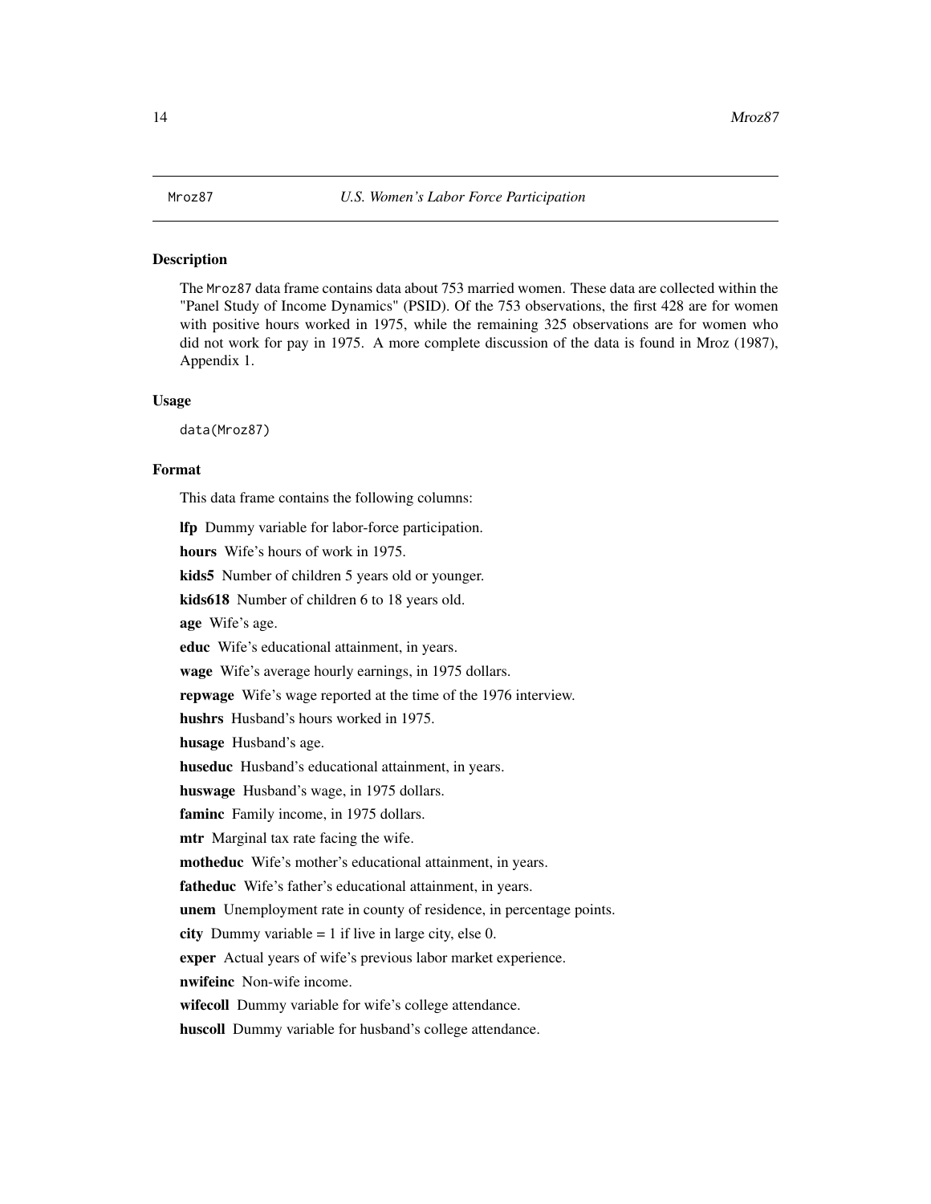Mroz87 *U.S. Women's Labor Force Participation*

### Description

The Mroz87 data frame contains data about 753 married women. These data are collected within the "Panel Study of Income Dynamics" (PSID). Of the 753 observations, the first 428 are for women with positive hours worked in 1975, while the remaining 325 observations are for women who did not work for pay in 1975. A more complete discussion of the data is found in Mroz (1987), Appendix 1.

### Usage

```
data(Mroz87)
```

### Format

This data frame contains the following columns:

**lfp** Dummy variable for labor-force participation.

**hours** Wife's hours of work in 1975.

**kids5** Number of children 5 years old or younger.

**kids618** Number of children 6 to 18 years old.

**age** Wife's age.

**educ** Wife's educational attainment, in years.

**wage** Wife's average hourly earnings, in 1975 dollars.

**repwage** Wife's wage reported at the time of the 1976 interview.

**hushrs** Husband's hours worked in 1975.

**husage** Husband's age.

**huseduc** Husband's educational attainment, in years.

**huswage** Husband's wage, in 1975 dollars.

**faminc** Family income, in 1975 dollars.

**mtr** Marginal tax rate facing the wife.

**motheduc** Wife's mother's educational attainment, in years.

**fatheduc** Wife's father's educational attainment, in years.

**unem** Unemployment rate in county of residence, in percentage points.

**city** Dummy variable = 1 if live in large city, else 0.

**exper** Actual years of wife's previous labor market experience.

**nwifeinc** Non-wife income.

**wifecoll** Dummy variable for wife's college attendance.

**huscoll** Dummy variable for husband's college attendance.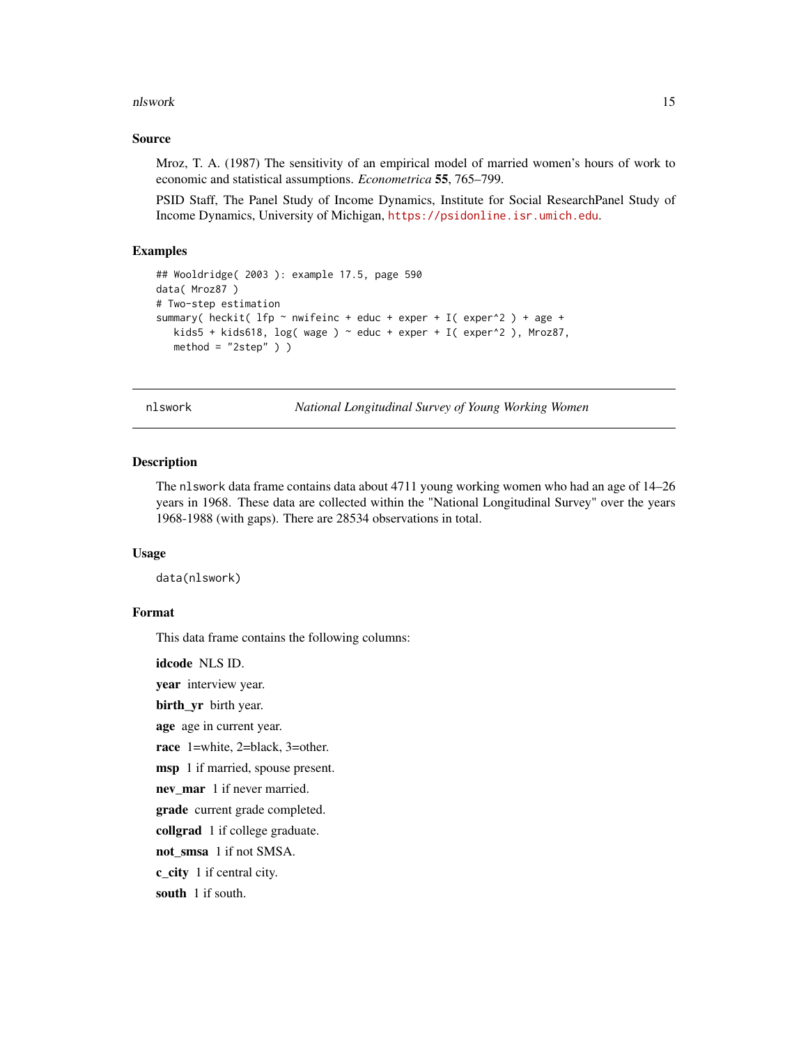### Source

Mroz, T. A. (1987) The sensitivity of an empirical model of married women's hours of work to economic and statistical assumptions. *Econometrica* **55**, 765–799.

PSID Staff, The Panel Study of Income Dynamics, Institute for Social ResearchPanel Study of Income Dynamics, University of Michigan, https://psidonline.isr.umich.edu.

### Examples

```
## Wooldridge( 2003 ): example 17.5, page 590
data( Mroz87 )
# Two-step estimation
summary( heckit( lfp ~ nwifeinc + educ + exper + I( exper^2 ) + age +
   kids5 + kids618, log( wage ) ~ educ + exper + I( exper^2 ), Mroz87,
   method = "2step" ) )
```

---

## nlswork — *National Longitudinal Survey of Young Working Women*

---

### Description

The nlswork data frame contains data about 4711 young working women who had an age of 14–26 years in 1968. These data are collected within the "National Longitudinal Survey" over the years 1968-1988 (with gaps). There are 28534 observations in total.

### Usage

```
data(nlswork)
```

### Format

This data frame contains the following columns:

**idcode** NLS ID.

**year** interview year.

**birth_yr** birth year.

**age** age in current year.

**race** 1=white, 2=black, 3=other.

**msp** 1 if married, spouse present.

**nev_mar** 1 if never married.

**grade** current grade completed.

**collgrad** 1 if college graduate.

**not_smsa** 1 if not SMSA.

**c_city** 1 if central city.

**south** 1 if south.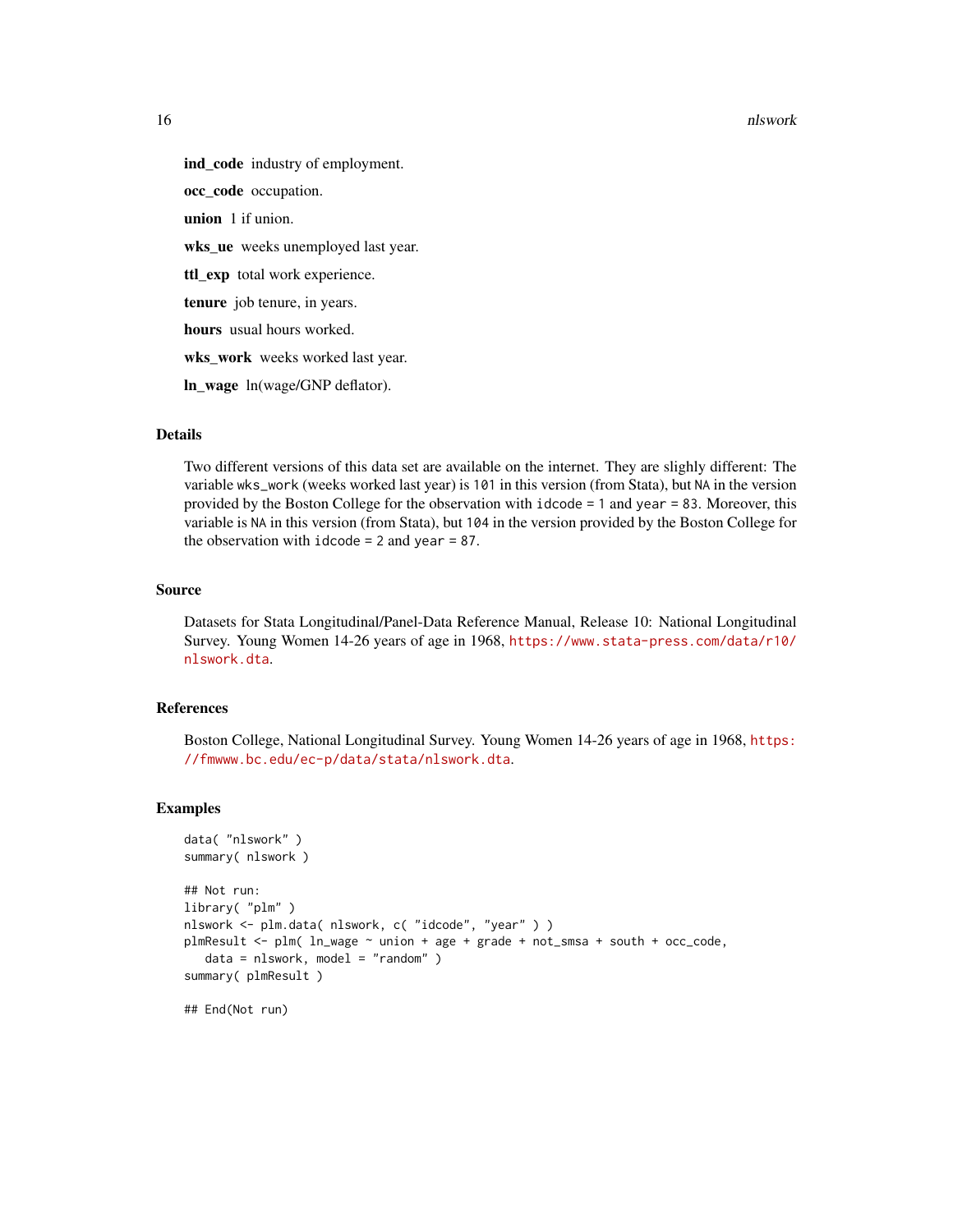**ind_code** industry of employment.

**occ_code** occupation.

**union** 1 if union.

**wks_ue** weeks unemployed last year.

**ttl_exp** total work experience.

**tenure** job tenure, in years.

**hours** usual hours worked.

**wks_work** weeks worked last year.

**ln_wage** ln(wage/GNP deflator).

## Details

Two different versions of this data set are available on the internet. They are slighly different: The variable `wks_work` (weeks worked last year) is `101` in this version (from Stata), but `NA` in the version provided by the Boston College for the observation with `idcode = 1` and `year = 83`. Moreover, this variable is `NA` in this version (from Stata), but `104` in the version provided by the Boston College for the observation with `idcode = 2` and `year = 87`.

## Source

Datasets for Stata Longitudinal/Panel-Data Reference Manual, Release 10: National Longitudinal Survey. Young Women 14-26 years of age in 1968, https://www.stata-press.com/data/r10/nlswork.dta.

## References

Boston College, National Longitudinal Survey. Young Women 14-26 years of age in 1968, https://fmwww.bc.edu/ec-p/data/stata/nlswork.dta.

## Examples

```
data( "nlswork" )
summary( nlswork )

## Not run:
library( "plm" )
nlswork <- plm.data( nlswork, c( "idcode", "year" ) )
plmResult <- plm( ln_wage ~ union + age + grade + not_smsa + south + occ_code,
   data = nlswork, model = "random" )
summary( plmResult )

## End(Not run)
```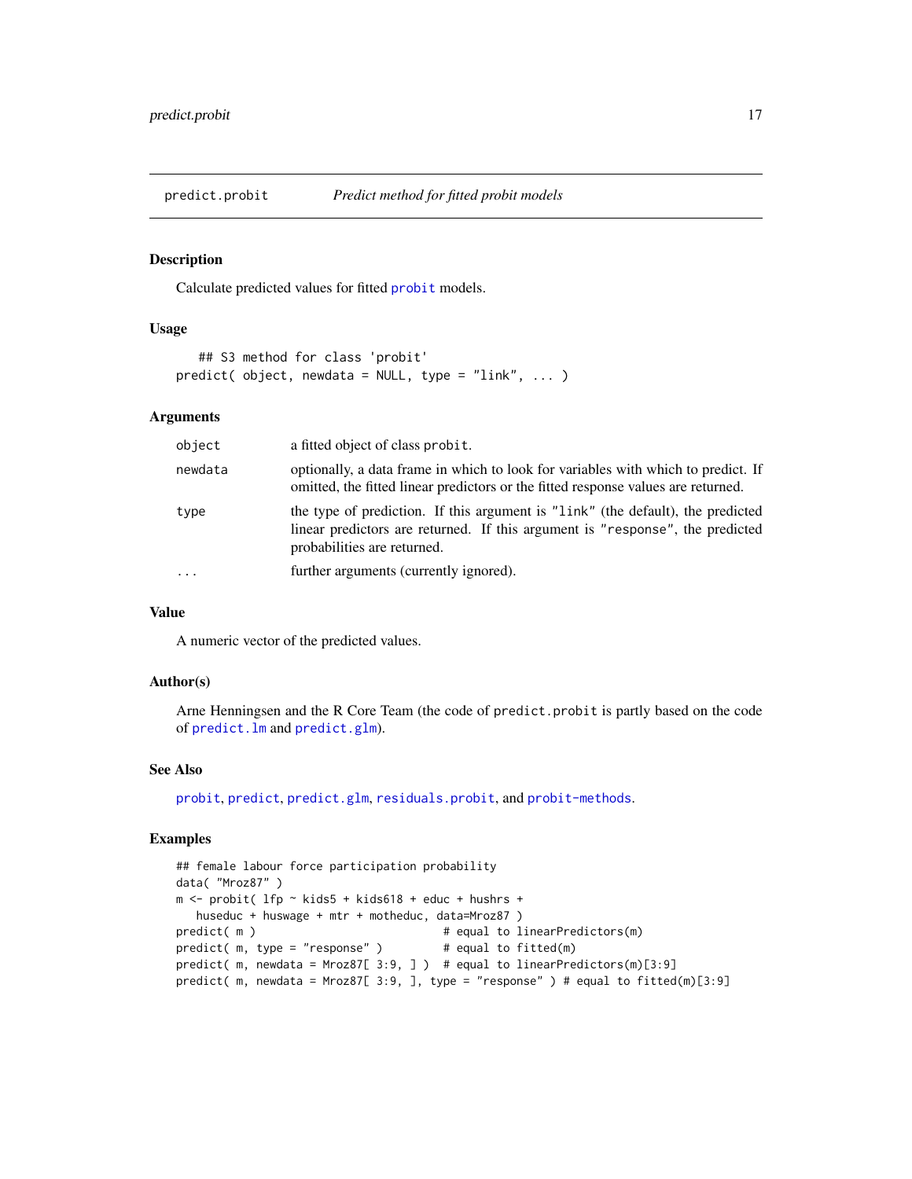## predict.probit — *Predict method for fitted probit models*

### Description

Calculate predicted values for fitted probit models.

### Usage

```
   ## S3 method for class 'probit'
predict( object, newdata = NULL, type = "link", ... )
```

### Arguments

| | |
|---|---|
| object | a fitted object of class probit. |
| newdata | optionally, a data frame in which to look for variables with which to predict. If omitted, the fitted linear predictors or the fitted response values are returned. |
| type | the type of prediction. If this argument is "link" (the default), the predicted linear predictors are returned. If this argument is "response", the predicted probabilities are returned. |
| ... | further arguments (currently ignored). |

### Value

A numeric vector of the predicted values.

### Author(s)

Arne Henningsen and the R Core Team (the code of predict.probit is partly based on the code of predict.lm and predict.glm).

### See Also

probit, predict, predict.glm, residuals.probit, and probit-methods.

### Examples

```
## female labour force participation probability
data( "Mroz87" )
m <- probit( lfp ~ kids5 + kids618 + educ + hushrs +
   huseduc + huswage + mtr + motheduc, data=Mroz87 )
predict( m )                         # equal to linearPredictors(m)
predict( m, type = "response" )      # equal to fitted(m)
predict( m, newdata = Mroz87[ 3:9, ] )  # equal to linearPredictors(m)[3:9]
predict( m, newdata = Mroz87[ 3:9, ], type = "response" ) # equal to fitted(m)[3:9]
```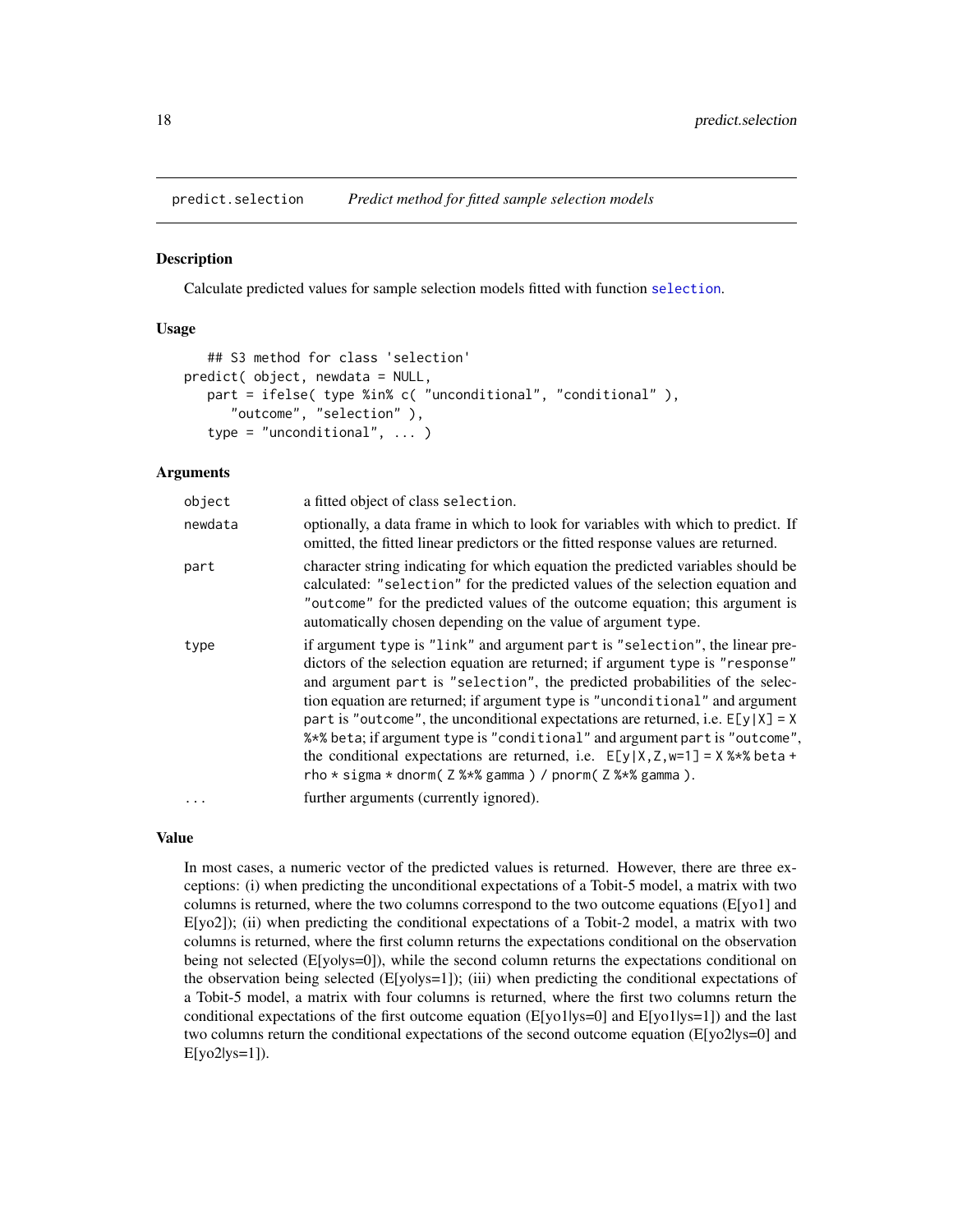## predict.selection *Predict method for fitted sample selection models*

### Description

Calculate predicted values for sample selection models fitted with function `selection`.

### Usage

```
## S3 method for class 'selection'
predict( object, newdata = NULL,
   part = ifelse( type %in% c( "unconditional", "conditional" ),
      "outcome", "selection" ),
   type = "unconditional", ... )
```

### Arguments

| | |
|---|---|
| `object` | a fitted object of class `selection`. |
| `newdata` | optionally, a data frame in which to look for variables with which to predict. If omitted, the fitted linear predictors or the fitted response values are returned. |
| `part` | character string indicating for which equation the predicted variables should be calculated: `"selection"` for the predicted values of the selection equation and `"outcome"` for the predicted values of the outcome equation; this argument is automatically chosen depending on the value of argument `type`. |
| `type` | if argument `type` is `"link"` and argument `part` is `"selection"`, the linear predictors of the selection equation are returned; if argument `type` is `"response"` and argument `part` is `"selection"`, the predicted probabilities of the selection equation are returned; if argument `type` is `"unconditional"` and argument `part` is `"outcome"`, the unconditional expectations are returned, i.e. `E[y|X] = X %*% beta`; if argument `type` is `"conditional"` and argument `part` is `"outcome"`, the conditional expectations are returned, i.e. `E[y|X,Z,w=1] = X %*% beta + rho * sigma * dnorm( Z %*% gamma ) / pnorm( Z %*% gamma )`. |
| `...` | further arguments (currently ignored). |

### Value

In most cases, a numeric vector of the predicted values is returned. However, there are three exceptions: (i) when predicting the unconditional expectations of a Tobit-5 model, a matrix with two columns is returned, where the two columns correspond to the two outcome equations (E[yo1] and E[yo2]); (ii) when predicting the conditional expectations of a Tobit-2 model, a matrix with two columns is returned, where the first column returns the expectations conditional on the observation being not selected (E[yo|ys=0]), while the second column returns the expectations conditional on the observation being selected (E[yo|ys=1]); (iii) when predicting the conditional expectations of a Tobit-5 model, a matrix with four columns is returned, where the first two columns return the conditional expectations of the first outcome equation (E[yo1|ys=0] and E[yo1|ys=1]) and the last two columns return the conditional expectations of the second outcome equation (E[yo2|ys=0] and E[yo2|ys=1]).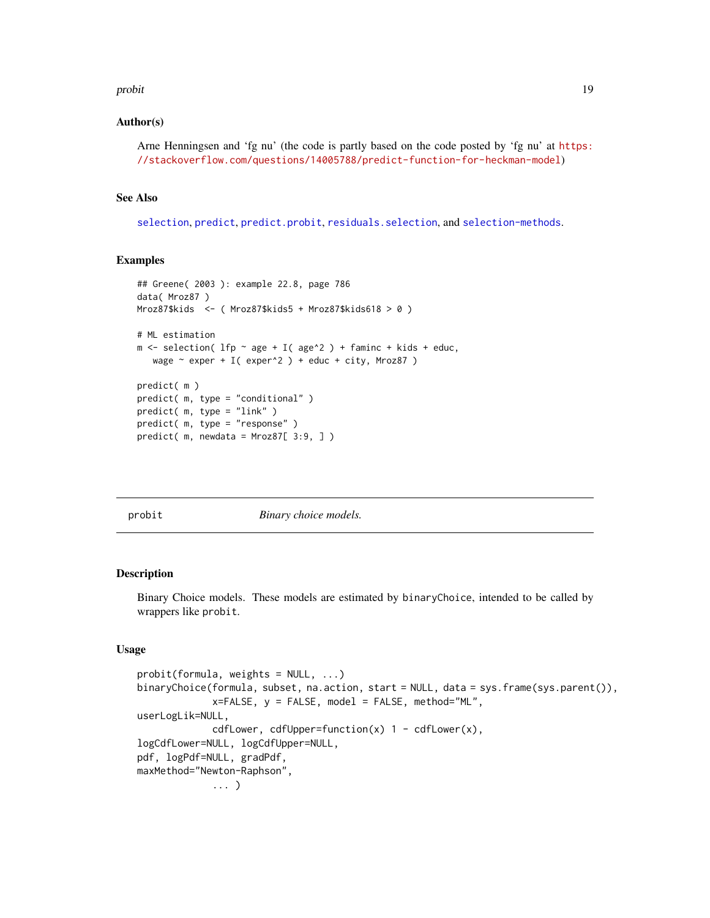### Author(s)

Arne Henningsen and 'fg nu' (the code is partly based on the code posted by 'fg nu' at https://stackoverflow.com/questions/14005788/predict-function-for-heckman-model)

### See Also

selection, predict, predict.probit, residuals.selection, and selection-methods.

### Examples

```
## Greene( 2003 ): example 22.8, page 786
data( Mroz87 )
Mroz87$kids  <- ( Mroz87$kids5 + Mroz87$kids618 > 0 )

# ML estimation
m <- selection( lfp ~ age + I( age^2 ) + faminc + kids + educ,
   wage ~ exper + I( exper^2 ) + educ + city, Mroz87 )

predict( m )
predict( m, type = "conditional" )
predict( m, type = "link" )
predict( m, type = "response" )
predict( m, newdata = Mroz87[ 3:9, ] )
```

---

## probit — *Binary choice models.*

---

### Description

Binary Choice models. These models are estimated by `binaryChoice`, intended to be called by wrappers like `probit`.

### Usage

```
probit(formula, weights = NULL, ...)
binaryChoice(formula, subset, na.action, start = NULL, data = sys.frame(sys.parent()),
             x=FALSE, y = FALSE, model = FALSE, method="ML",
userLogLik=NULL,
             cdfLower, cdfUpper=function(x) 1 - cdfLower(x),
logCdfLower=NULL, logCdfUpper=NULL,
pdf, logPdf=NULL, gradPdf,
maxMethod="Newton-Raphson",
             ... )
```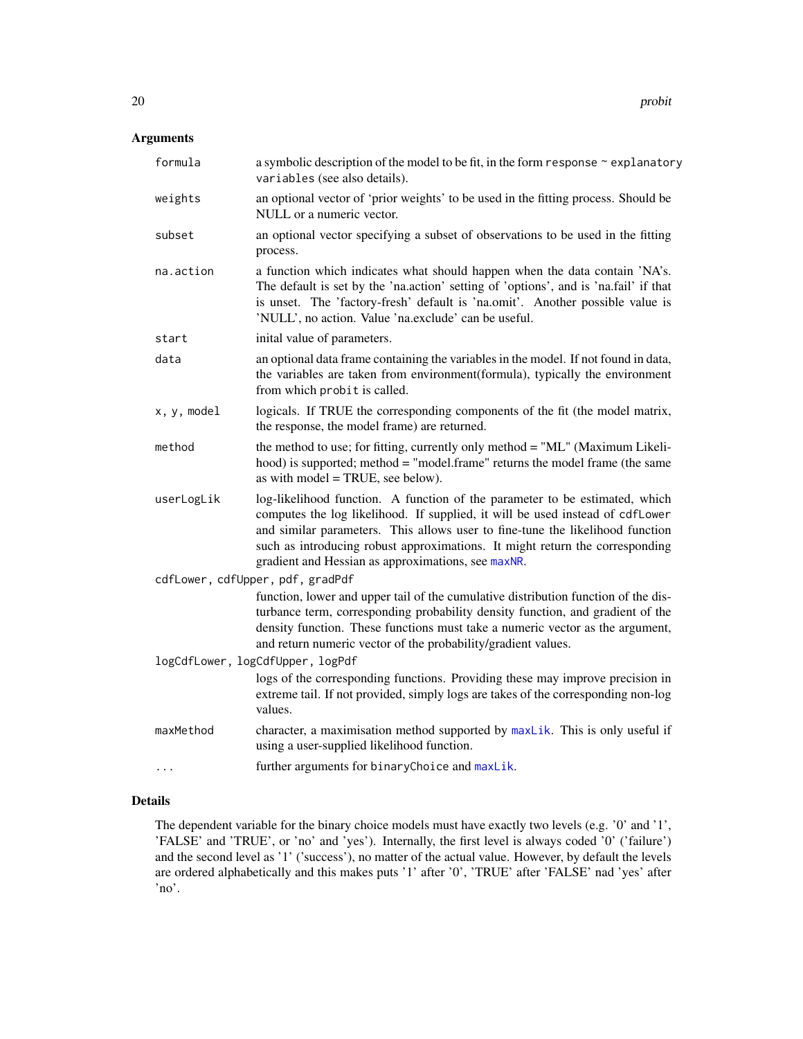## Arguments

| | |
|---|---|
| `formula` | a symbolic description of the model to be fit, in the form `response ~ explanatory variables` (see also details). |
| `weights` | an optional vector of 'prior weights' to be used in the fitting process. Should be NULL or a numeric vector. |
| `subset` | an optional vector specifying a subset of observations to be used in the fitting process. |
| `na.action` | a function which indicates what should happen when the data contain 'NA's. The default is set by the 'na.action' setting of 'options', and is 'na.fail' if that is unset. The 'factory-fresh' default is 'na.omit'. Another possible value is 'NULL', no action. Value 'na.exclude' can be useful. |
| `start` | inital value of parameters. |
| `data` | an optional data frame containing the variables in the model. If not found in data, the variables are taken from environment(formula), typically the environment from which `probit` is called. |
| `x, y, model` | logicals. If TRUE the corresponding components of the fit (the model matrix, the response, the model frame) are returned. |
| `method` | the method to use; for fitting, currently only method = "ML" (Maximum Likelihood) is supported; method = "model.frame" returns the model frame (the same as with model = TRUE, see below). |
| `userLogLik` | log-likelihood function. A function of the parameter to be estimated, which computes the log likelihood. If supplied, it will be used instead of `cdfLower` and similar parameters. This allows user to fine-tune the likelihood function such as introducing robust approximations. It might return the corresponding gradient and Hessian as approximations, see `maxNR`. |
| `cdfLower, cdfUpper, pdf, gradPdf` | function, lower and upper tail of the cumulative distribution function of the disturbance term, corresponding probability density function, and gradient of the density function. These functions must take a numeric vector as the argument, and return numeric vector of the probability/gradient values. |
| `logCdfLower, logCdfUpper, logPdf` | logs of the corresponding functions. Providing these may improve precision in extreme tail. If not provided, simply logs are takes of the corresponding non-log values. |
| `maxMethod` | character, a maximisation method supported by `maxLik`. This is only useful if using a user-supplied likelihood function. |
| `...` | further arguments for `binaryChoice` and `maxLik`. |

## Details

The dependent variable for the binary choice models must have exactly two levels (e.g. '0' and '1', 'FALSE' and 'TRUE', or 'no' and 'yes'). Internally, the first level is always coded '0' ('failure') and the second level as '1' ('success'), no matter of the actual value. However, by default the levels are ordered alphabetically and this makes puts '1' after '0', 'TRUE' after 'FALSE' nad 'yes' after 'no'.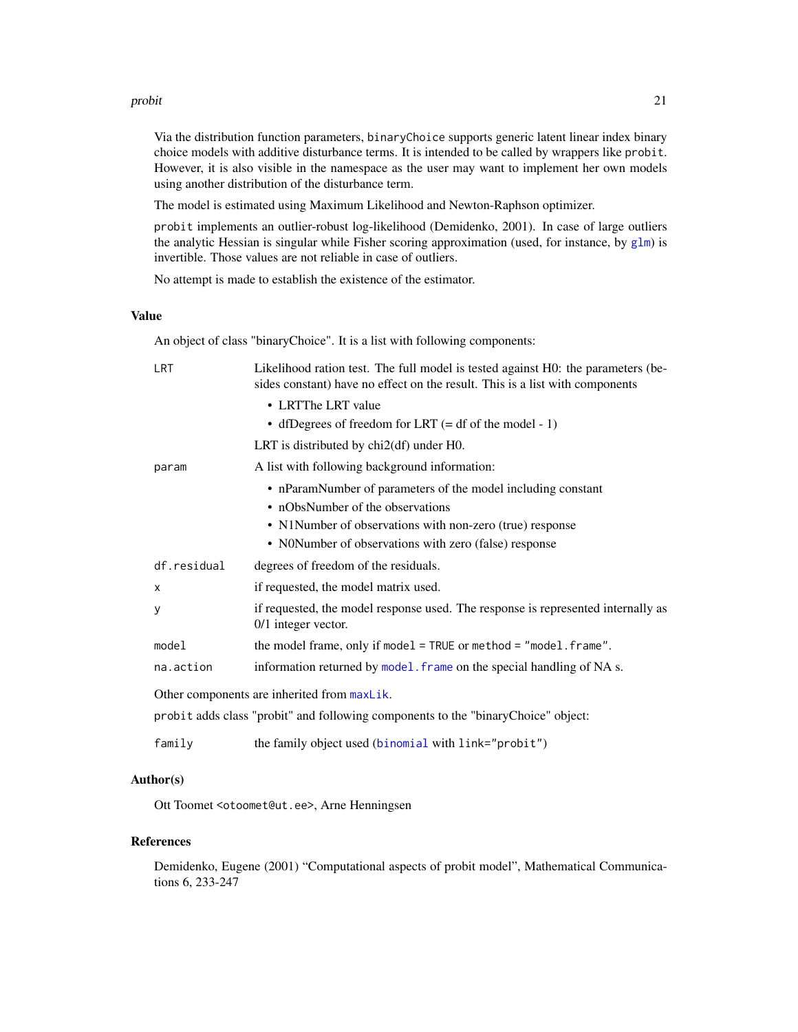Via the distribution function parameters, `binaryChoice` supports generic latent linear index binary choice models with additive disturbance terms. It is intended to be called by wrappers like `probit`. However, it is also visible in the namespace as the user may want to implement her own models using another distribution of the disturbance term.

The model is estimated using Maximum Likelihood and Newton-Raphson optimizer.

`probit` implements an outlier-robust log-likelihood (Demidenko, 2001). In case of large outliers the analytic Hessian is singular while Fisher scoring approximation (used, for instance, by `glm`) is invertible. Those values are not reliable in case of outliers.

No attempt is made to establish the existence of the estimator.

### Value

An object of class "binaryChoice". It is a list with following components:

`LRT`
: Likelihood ration test. The full model is tested against H0: the parameters (besides constant) have no effect on the result. This is a list with components
  - LRTThe LRT value
  - dfDegrees of freedom for LRT (= df of the model - 1)

  LRT is distributed by chi2(df) under H0.

`param`
: A list with following background information:
  - nParamNumber of parameters of the model including constant
  - nObsNumber of the observations
  - N1Number of observations with non-zero (true) response
  - N0Number of observations with zero (false) response

`df.residual`
: degrees of freedom of the residuals.

`x`
: if requested, the model matrix used.

`y`
: if requested, the model response used. The response is represented internally as 0/1 integer vector.

`model`
: the model frame, only if `model = TRUE` or `method = "model.frame"`.

`na.action`
: information returned by `model.frame` on the special handling of NA s.

Other components are inherited from `maxLik`.

`probit` adds class "probit" and following components to the "binaryChoice" object:

`family`
: the family object used (`binomial` with `link="probit"`)

### Author(s)

Ott Toomet <otoomet@ut.ee>, Arne Henningsen

### References

Demidenko, Eugene (2001) "Computational aspects of probit model", Mathematical Communications 6, 233-247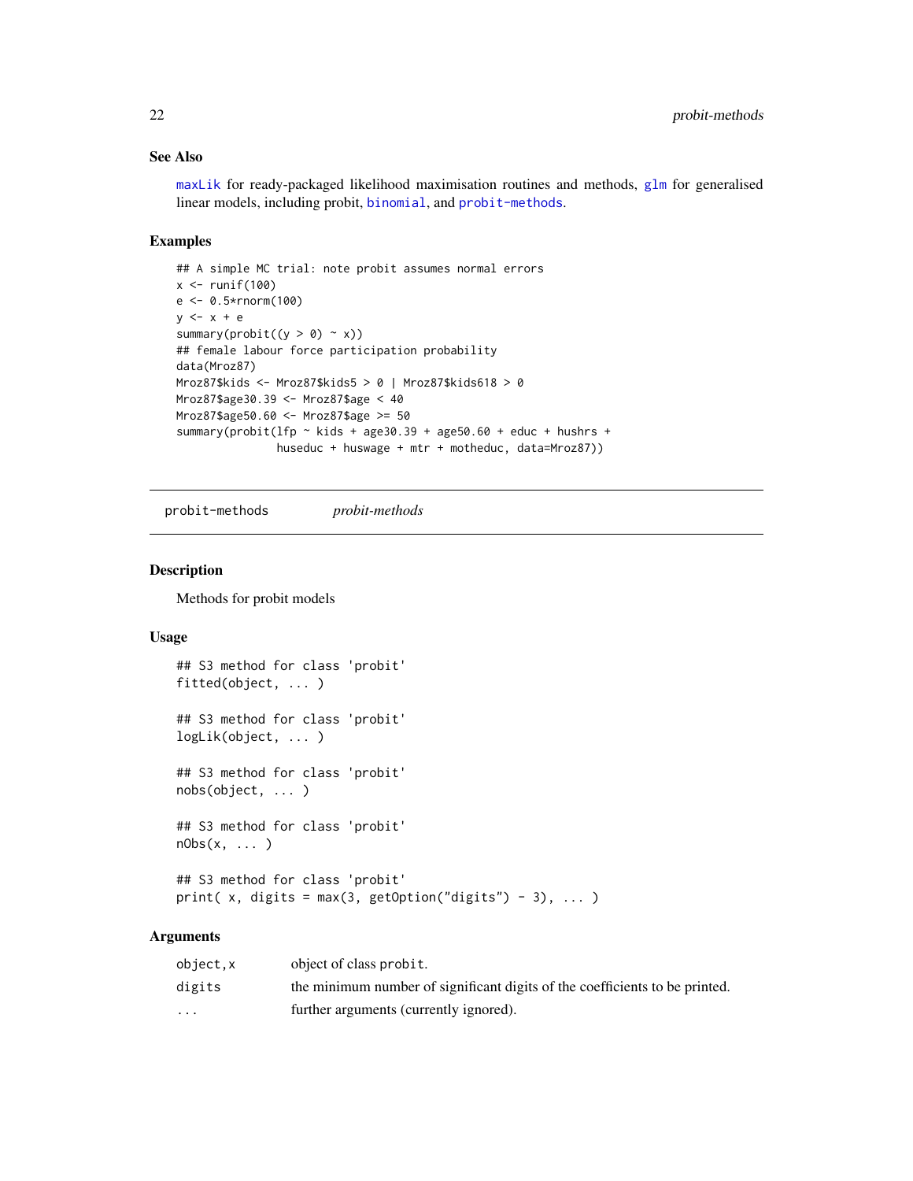### See Also

maxLik for ready-packaged likelihood maximisation routines and methods, glm for generalised linear models, including probit, binomial, and probit-methods.

### Examples

```
## A simple MC trial: note probit assumes normal errors
x <- runif(100)
e <- 0.5*rnorm(100)
y <- x + e
summary(probit((y > 0) ~ x))
## female labour force participation probability
data(Mroz87)
Mroz87$kids <- Mroz87$kids5 > 0 | Mroz87$kids618 > 0
Mroz87$age30.39 <- Mroz87$age < 40
Mroz87$age50.60 <- Mroz87$age >= 50
summary(probit(lfp ~ kids + age30.39 + age50.60 + educ + hushrs +
               huseduc + huswage + mtr + motheduc, data=Mroz87))
```

---

## probit-methods *probit-methods*

### Description

Methods for probit models

### Usage

```
## S3 method for class 'probit'
fitted(object, ... )

## S3 method for class 'probit'
logLik(object, ... )

## S3 method for class 'probit'
nobs(object, ... )

## S3 method for class 'probit'
nObs(x, ... )

## S3 method for class 'probit'
print( x, digits = max(3, getOption("digits") - 3), ... )
```

### Arguments

| | |
|---|---|
| object,x | object of class probit. |
| digits | the minimum number of significant digits of the coefficients to be printed. |
| ... | further arguments (currently ignored). |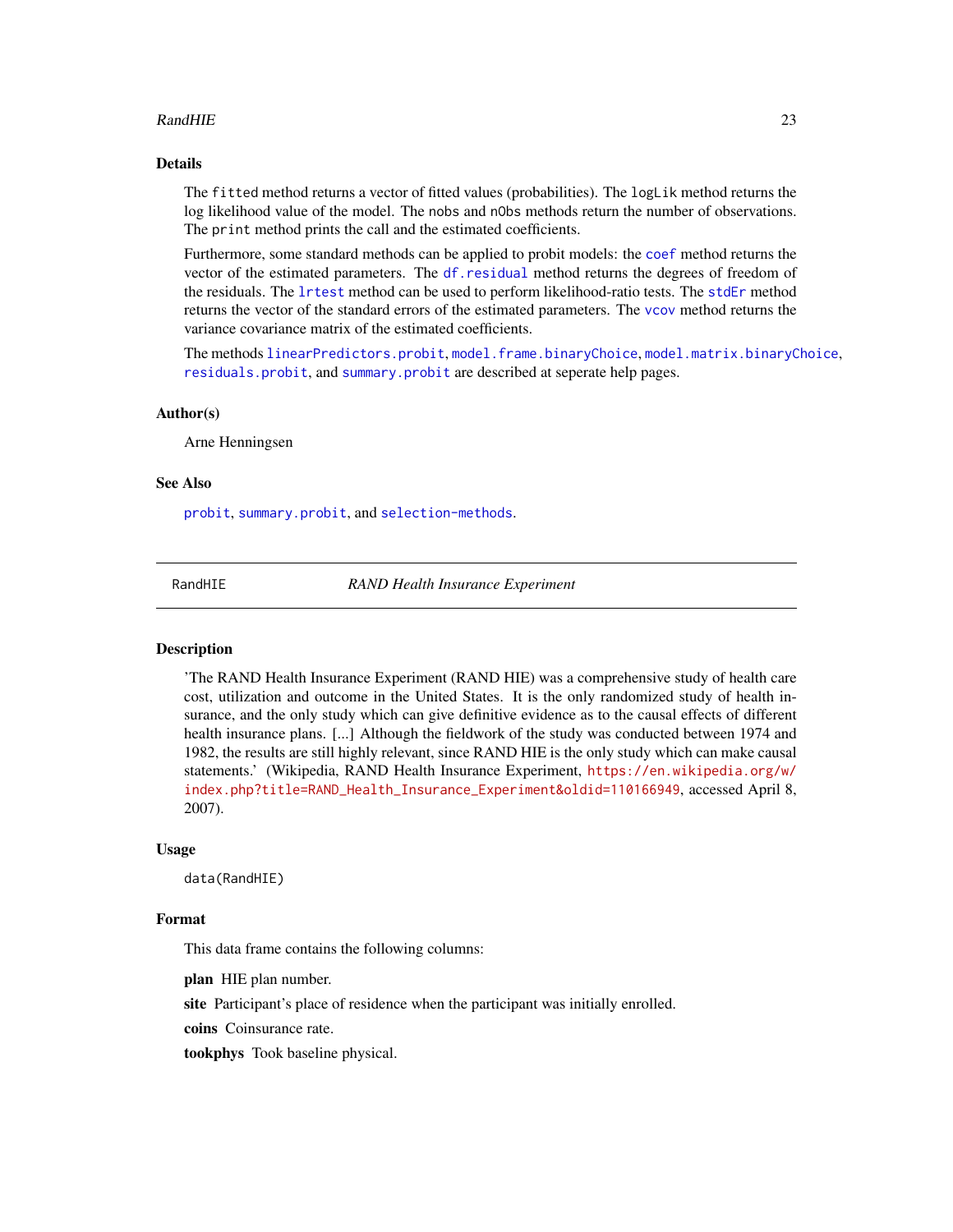## Details

The `fitted` method returns a vector of fitted values (probabilities). The `logLik` method returns the log likelihood value of the model. The `nobs` and `nObs` methods return the number of observations. The `print` method prints the call and the estimated coefficients.

Furthermore, some standard methods can be applied to probit models: the `coef` method returns the vector of the estimated parameters. The `df.residual` method returns the degrees of freedom of the residuals. The `lrtest` method can be used to perform likelihood-ratio tests. The `stdEr` method returns the vector of the standard errors of the estimated parameters. The `vcov` method returns the variance covariance matrix of the estimated coefficients.

The methods `linearPredictors.probit`, `model.frame.binaryChoice`, `model.matrix.binaryChoice`, `residuals.probit`, and `summary.probit` are described at seperate help pages.

## Author(s)

Arne Henningsen

## See Also

`probit`, `summary.probit`, and `selection-methods`.

---

# RandHIE — *RAND Health Insurance Experiment*

## Description

'The RAND Health Insurance Experiment (RAND HIE) was a comprehensive study of health care cost, utilization and outcome in the United States. It is the only randomized study of health insurance, and the only study which can give definitive evidence as to the causal effects of different health insurance plans. [...] Although the fieldwork of the study was conducted between 1974 and 1982, the results are still highly relevant, since RAND HIE is the only study which can make causal statements.' (Wikipedia, RAND Health Insurance Experiment, https://en.wikipedia.org/w/index.php?title=RAND_Health_Insurance_Experiment&oldid=110166949, accessed April 8, 2007).

## Usage

```
data(RandHIE)
```

## Format

This data frame contains the following columns:

**plan** HIE plan number.

**site** Participant's place of residence when the participant was initially enrolled.

**coins** Coinsurance rate.

**tookphys** Took baseline physical.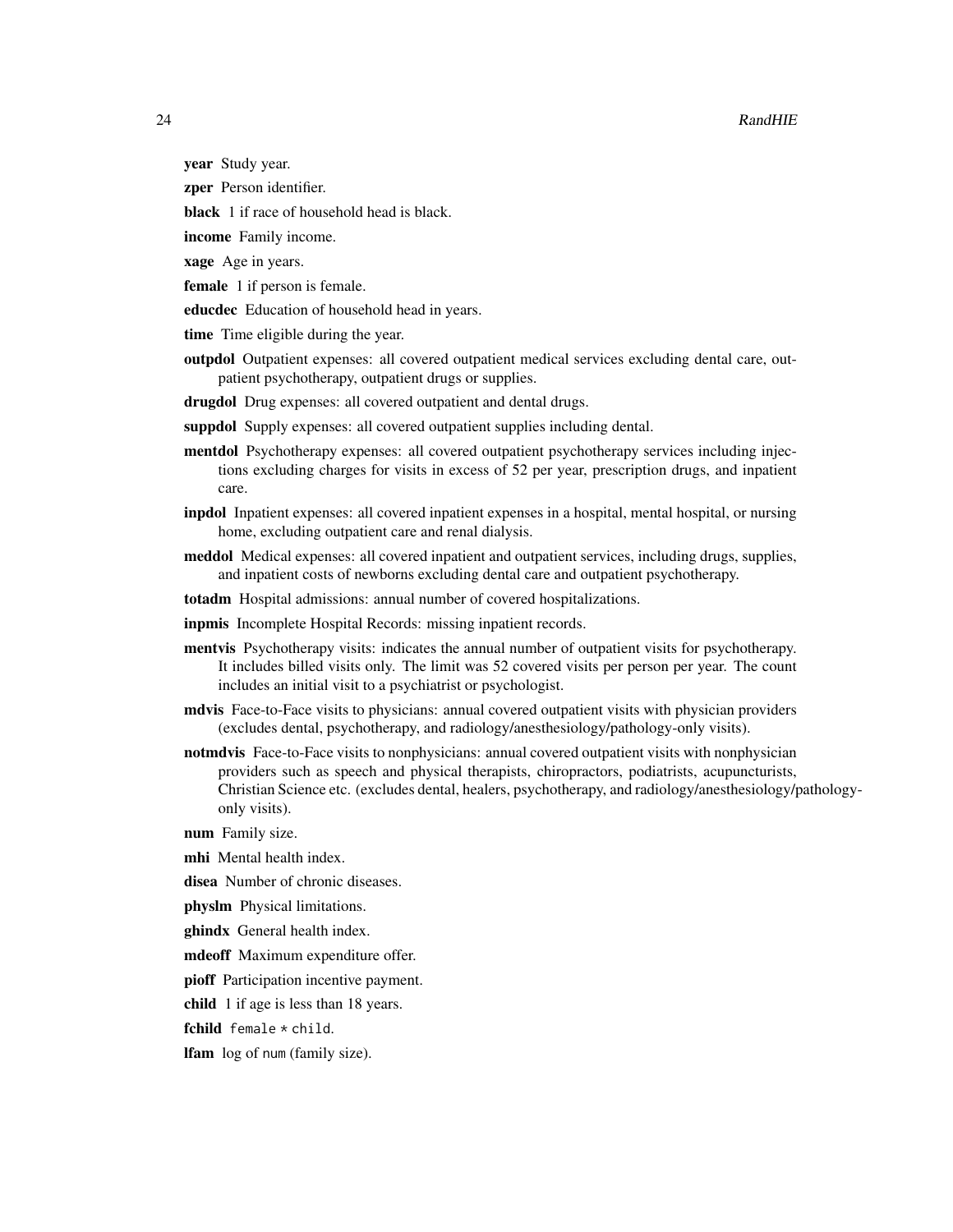**year** Study year.

**zper** Person identifier.

**black** 1 if race of household head is black.

**income** Family income.

**xage** Age in years.

**female** 1 if person is female.

**educdec** Education of household head in years.

**time** Time eligible during the year.

**outpdol** Outpatient expenses: all covered outpatient medical services excluding dental care, outpatient psychotherapy, outpatient drugs or supplies.

**drugdol** Drug expenses: all covered outpatient and dental drugs.

**suppdol** Supply expenses: all covered outpatient supplies including dental.

**mentdol** Psychotherapy expenses: all covered outpatient psychotherapy services including injections excluding charges for visits in excess of 52 per year, prescription drugs, and inpatient care.

**inpdol** Inpatient expenses: all covered inpatient expenses in a hospital, mental hospital, or nursing home, excluding outpatient care and renal dialysis.

**meddol** Medical expenses: all covered inpatient and outpatient services, including drugs, supplies, and inpatient costs of newborns excluding dental care and outpatient psychotherapy.

**totadm** Hospital admissions: annual number of covered hospitalizations.

**inpmis** Incomplete Hospital Records: missing inpatient records.

**mentvis** Psychotherapy visits: indicates the annual number of outpatient visits for psychotherapy. It includes billed visits only. The limit was 52 covered visits per person per year. The count includes an initial visit to a psychiatrist or psychologist.

**mdvis** Face-to-Face visits to physicians: annual covered outpatient visits with physician providers (excludes dental, psychotherapy, and radiology/anesthesiology/pathology-only visits).

**notmdvis** Face-to-Face visits to nonphysicians: annual covered outpatient visits with nonphysician providers such as speech and physical therapists, chiropractors, podiatrists, acupuncturists, Christian Science etc. (excludes dental, healers, psychotherapy, and radiology/anesthesiology/pathology-only visits).

**num** Family size.

**mhi** Mental health index.

**disea** Number of chronic diseases.

**physlm** Physical limitations.

**ghindx** General health index.

**mdeoff** Maximum expenditure offer.

**pioff** Participation incentive payment.

**child** 1 if age is less than 18 years.

**fchild** `female * child`.

**lfam** log of `num` (family size).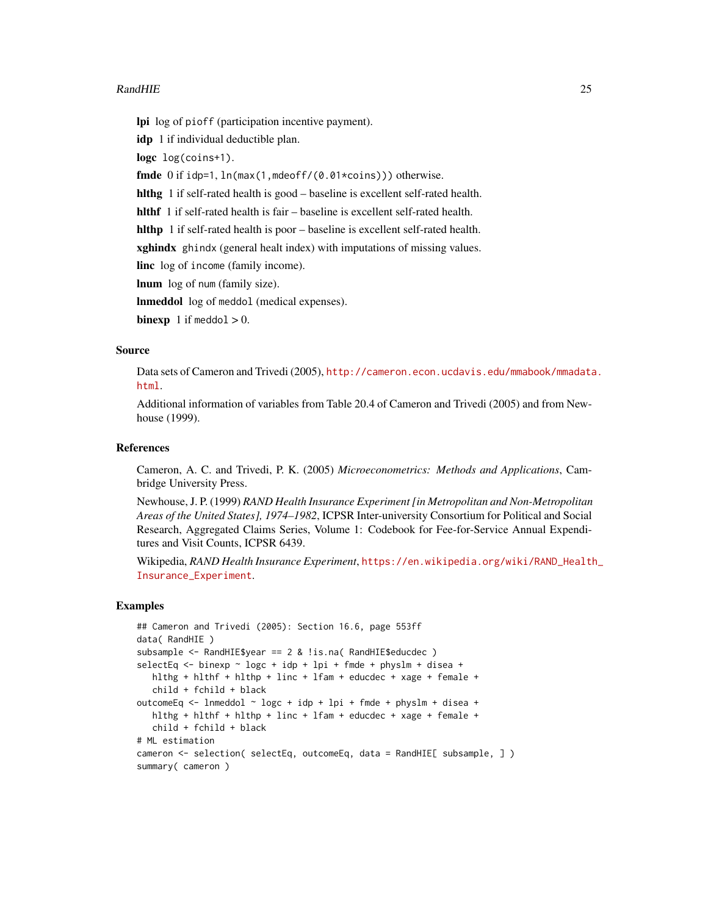**lpi** log of `pioff` (participation incentive payment).

**idp** 1 if individual deductible plan.

**logc** `log(coins+1)`.

**fmde** 0 if `idp=1`, `ln(max(1,mdeoff/(0.01*coins)))` otherwise.

**hlthg** 1 if self-rated health is good – baseline is excellent self-rated health.

**hlthf** 1 if self-rated health is fair – baseline is excellent self-rated health.

**hlthp** 1 if self-rated health is poor – baseline is excellent self-rated health.

**xghindx** `ghindx` (general healt index) with imputations of missing values.

**linc** log of `income` (family income).

**lnum** log of `num` (family size).

**lnmeddol** log of `meddol` (medical expenses).

**binexp** 1 if `meddol` > 0.

## Source

Data sets of Cameron and Trivedi (2005), http://cameron.econ.ucdavis.edu/mmabook/mmadata.html.

Additional information of variables from Table 20.4 of Cameron and Trivedi (2005) and from Newhouse (1999).

## References

Cameron, A. C. and Trivedi, P. K. (2005) *Microeconometrics: Methods and Applications*, Cambridge University Press.

Newhouse, J. P. (1999) *RAND Health Insurance Experiment [in Metropolitan and Non-Metropolitan Areas of the United States], 1974–1982*, ICPSR Inter-university Consortium for Political and Social Research, Aggregated Claims Series, Volume 1: Codebook for Fee-for-Service Annual Expenditures and Visit Counts, ICPSR 6439.

Wikipedia, *RAND Health Insurance Experiment*, https://en.wikipedia.org/wiki/RAND_Health_Insurance_Experiment.

## Examples

```
## Cameron and Trivedi (2005): Section 16.6, page 553ff
data( RandHIE )
subsample <- RandHIE$year == 2 & !is.na( RandHIE$educdec )
selectEq <- binexp ~ logc + idp + lpi + fmde + physlm + disea +
   hlthg + hlthf + hlthp + linc + lfam + educdec + xage + female +
   child + fchild + black
outcomeEq <- lnmeddol ~ logc + idp + lpi + fmde + physlm + disea +
   hlthg + hlthf + hlthp + linc + lfam + educdec + xage + female +
   child + fchild + black
# ML estimation
cameron <- selection( selectEq, outcomeEq, data = RandHIE[ subsample, ] )
summary( cameron )
```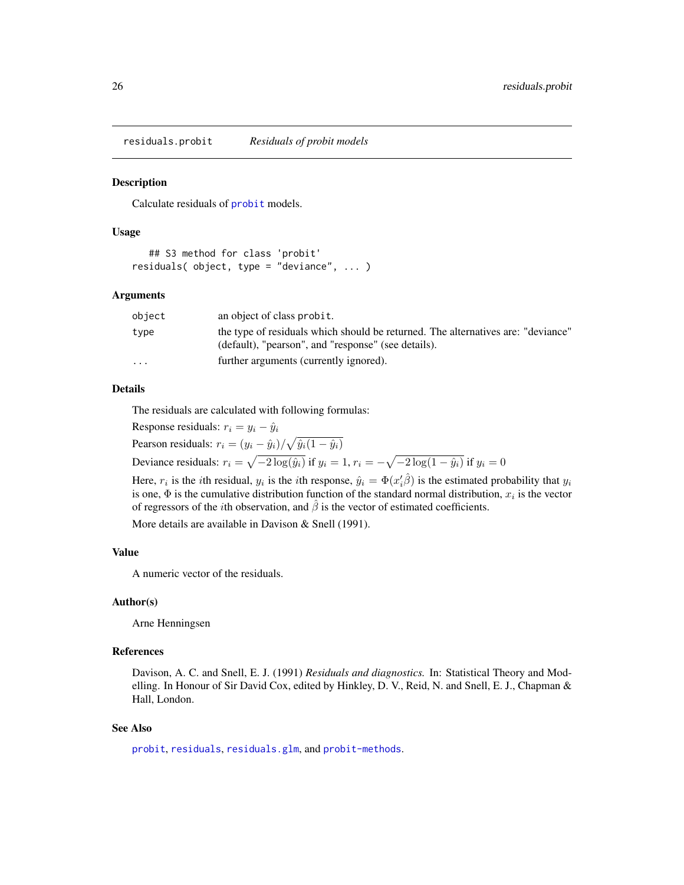# residuals.probit — *Residuals of probit models*

## Description

Calculate residuals of `probit` models.

## Usage

```
## S3 method for class 'probit'
residuals( object, type = "deviance", ... )
```

## Arguments

| | |
|---|---|
| `object` | an object of class `probit`. |
| `type` | the type of residuals which should be returned. The alternatives are: "deviance" (default), "pearson", and "response" (see details). |
| `...` | further arguments (currently ignored). |

## Details

The residuals are calculated with following formulas:

Response residuals: $r_i = y_i - \hat{y}_i$

Pearson residuals: $r_i = (y_i - \hat{y}_i)/\sqrt{\hat{y}_i(1 - \hat{y}_i)}$

Deviance residuals: $r_i = \sqrt{-2\log(\hat{y}_i)}$ if $y_i = 1$, $r_i = -\sqrt{-2\log(1 - \hat{y}_i)}$ if $y_i = 0$

Here, $r_i$ is the $i$th residual, $y_i$ is the $i$th response, $\hat{y}_i = \Phi(x_i'\hat{\beta})$ is the estimated probability that $y_i$ is one, $\Phi$ is the cumulative distribution function of the standard normal distribution, $x_i$ is the vector of regressors of the $i$th observation, and $\hat{\beta}$ is the vector of estimated coefficients.

More details are available in Davison & Snell (1991).

## Value

A numeric vector of the residuals.

## Author(s)

Arne Henningsen

## References

Davison, A. C. and Snell, E. J. (1991) *Residuals and diagnostics.* In: Statistical Theory and Modelling. In Honour of Sir David Cox, edited by Hinkley, D. V., Reid, N. and Snell, E. J., Chapman & Hall, London.

## See Also

`probit`, `residuals`, `residuals.glm`, and `probit-methods`.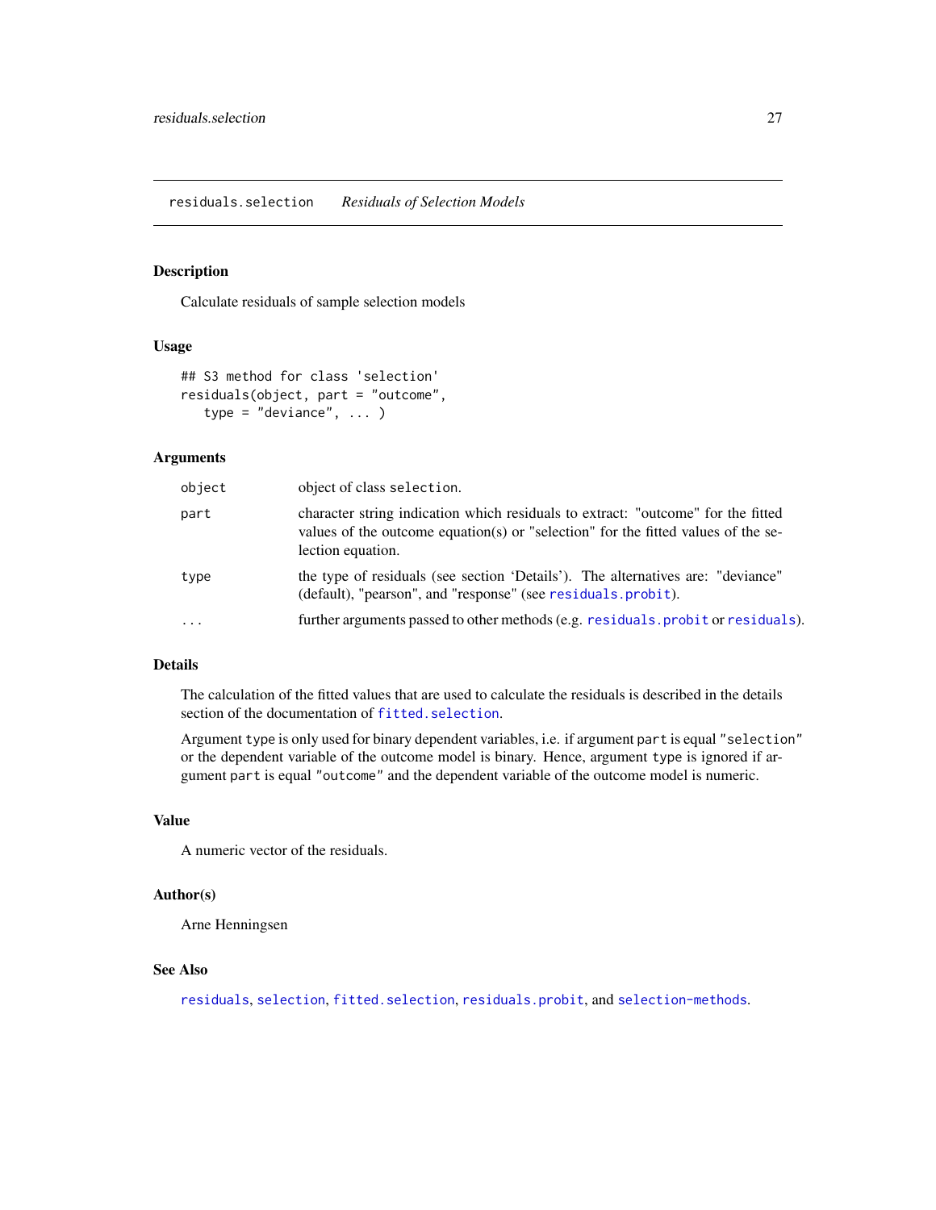residuals.selection *Residuals of Selection Models*

## Description

Calculate residuals of sample selection models

## Usage

```
## S3 method for class 'selection'
residuals(object, part = "outcome",
   type = "deviance", ... )
```

## Arguments

| | |
|---|---|
| object | object of class selection. |
| part | character string indication which residuals to extract: "outcome" for the fitted values of the outcome equation(s) or "selection" for the fitted values of the selection equation. |
| type | the type of residuals (see section 'Details'). The alternatives are: "deviance" (default), "pearson", and "response" (see residuals.probit). |
| ... | further arguments passed to other methods (e.g. residuals.probit or residuals). |

## Details

The calculation of the fitted values that are used to calculate the residuals is described in the details section of the documentation of fitted.selection.

Argument type is only used for binary dependent variables, i.e. if argument part is equal "selection" or the dependent variable of the outcome model is binary. Hence, argument type is ignored if argument part is equal "outcome" and the dependent variable of the outcome model is numeric.

## Value

A numeric vector of the residuals.

## Author(s)

Arne Henningsen

## See Also

residuals, selection, fitted.selection, residuals.probit, and selection-methods.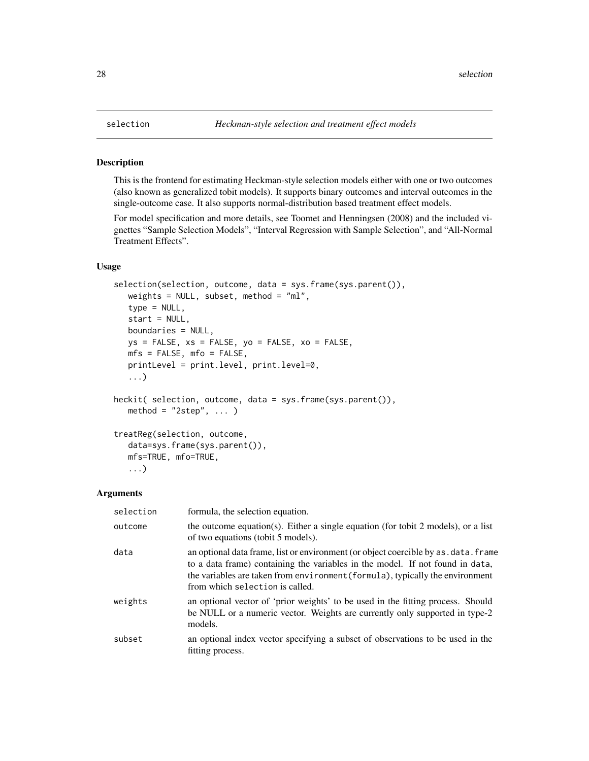## selection — *Heckman-style selection and treatment effect models*

### Description

This is the frontend for estimating Heckman-style selection models either with one or two outcomes (also known as generalized tobit models). It supports binary outcomes and interval outcomes in the single-outcome case. It also supports normal-distribution based treatment effect models.

For model specification and more details, see Toomet and Henningsen (2008) and the included vignettes "Sample Selection Models", "Interval Regression with Sample Selection", and "All-Normal Treatment Effects".

### Usage

```
selection(selection, outcome, data = sys.frame(sys.parent()),
   weights = NULL, subset, method = "ml",
   type = NULL,
   start = NULL,
   boundaries = NULL,
   ys = FALSE, xs = FALSE, yo = FALSE, xo = FALSE,
   mfs = FALSE, mfo = FALSE,
   printLevel = print.level, print.level=0,
   ...)

heckit( selection, outcome, data = sys.frame(sys.parent()),
   method = "2step", ... )

treatReg(selection, outcome,
   data=sys.frame(sys.parent()),
   mfs=TRUE, mfo=TRUE,
   ...)
```

### Arguments

| | |
|---|---|
| `selection` | formula, the selection equation. |
| `outcome` | the outcome equation(s). Either a single equation (for tobit 2 models), or a list of two equations (tobit 5 models). |
| `data` | an optional data frame, list or environment (or object coercible by `as.data.frame` to a data frame) containing the variables in the model. If not found in `data`, the variables are taken from `environment(formula)`, typically the environment from which `selection` is called. |
| `weights` | an optional vector of 'prior weights' to be used in the fitting process. Should be NULL or a numeric vector. Weights are currently only supported in type-2 models. |
| `subset` | an optional index vector specifying a subset of observations to be used in the fitting process. |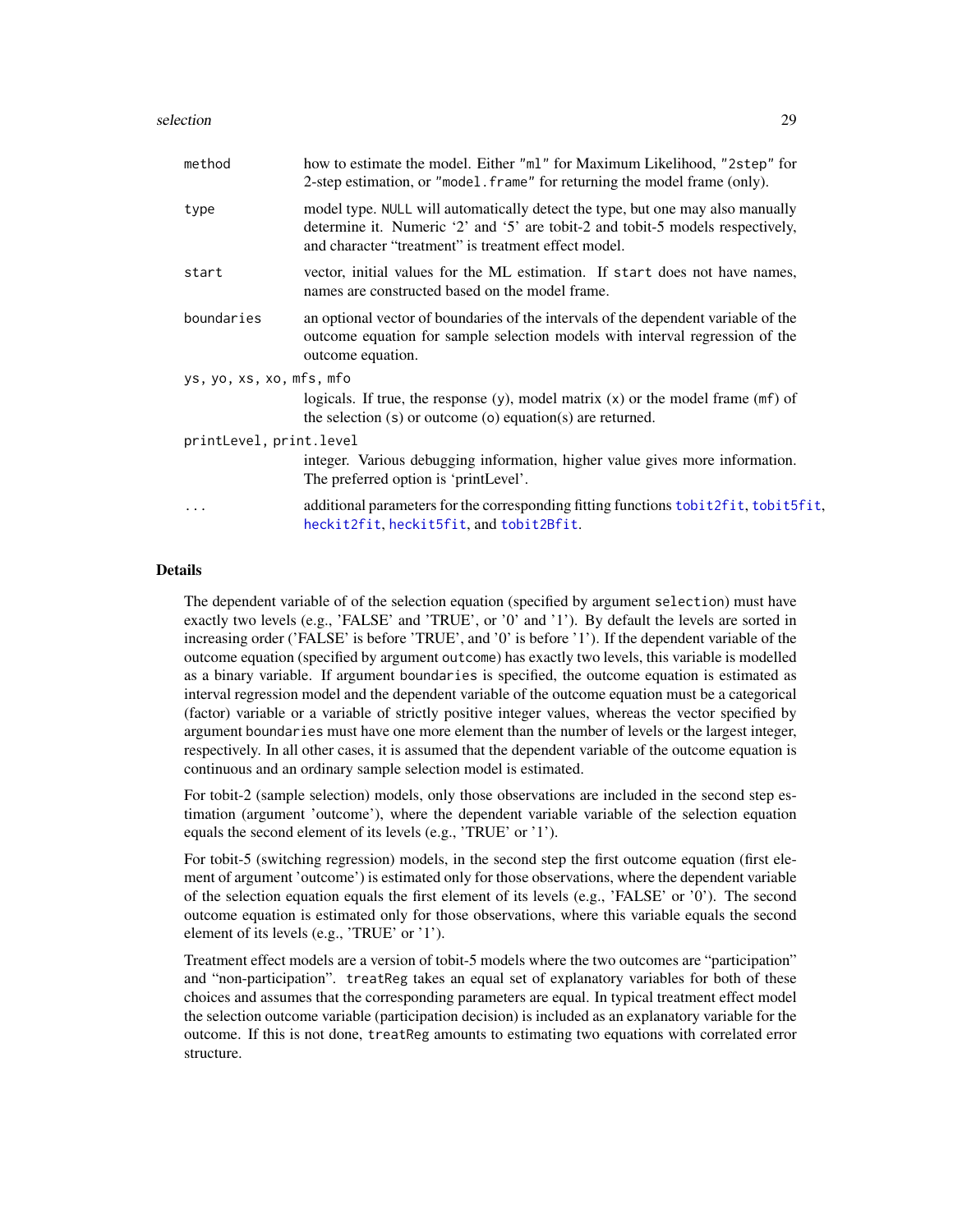| | |
|---|---|
| `method` | how to estimate the model. Either `"ml"` for Maximum Likelihood, `"2step"` for 2-step estimation, or `"model.frame"` for returning the model frame (only). |
| `type` | model type. `NULL` will automatically detect the type, but one may also manually determine it. Numeric '2' and '5' are tobit-2 and tobit-5 models respectively, and character "treatment" is treatment effect model. |
| `start` | vector, initial values for the ML estimation. If `start` does not have names, names are constructed based on the model frame. |
| `boundaries` | an optional vector of boundaries of the intervals of the dependent variable of the outcome equation for sample selection models with interval regression of the outcome equation. |
| `ys, yo, xs, xo, mfs, mfo` | logicals. If true, the response (`y`), model matrix (`x`) or the model frame (`mf`) of the selection (`s`) or outcome (`o`) equation(s) are returned. |
| `printLevel, print.level` | integer. Various debugging information, higher value gives more information. The preferred option is 'printLevel'. |
| `...` | additional parameters for the corresponding fitting functions `tobit2fit`, `tobit5fit`, `heckit2fit`, `heckit5fit`, and `tobit2Bfit`. |

## Details

The dependent variable of of the selection equation (specified by argument `selection`) must have exactly two levels (e.g., 'FALSE' and 'TRUE', or '0' and '1'). By default the levels are sorted in increasing order ('FALSE' is before 'TRUE', and '0' is before '1'). If the dependent variable of the outcome equation (specified by argument `outcome`) has exactly two levels, this variable is modelled as a binary variable. If argument `boundaries` is specified, the outcome equation is estimated as interval regression model and the dependent variable of the outcome equation must be a categorical (factor) variable or a variable of strictly positive integer values, whereas the vector specified by argument `boundaries` must have one more element than the number of levels or the largest integer, respectively. In all other cases, it is assumed that the dependent variable of the outcome equation is continuous and an ordinary sample selection model is estimated.

For tobit-2 (sample selection) models, only those observations are included in the second step estimation (argument 'outcome'), where the dependent variable variable of the selection equation equals the second element of its levels (e.g., 'TRUE' or '1').

For tobit-5 (switching regression) models, in the second step the first outcome equation (first element of argument 'outcome') is estimated only for those observations, where the dependent variable of the selection equation equals the first element of its levels (e.g., 'FALSE' or '0'). The second outcome equation is estimated only for those observations, where this variable equals the second element of its levels (e.g., 'TRUE' or '1').

Treatment effect models are a version of tobit-5 models where the two outcomes are "participation" and "non-participation". `treatReg` takes an equal set of explanatory variables for both of these choices and assumes that the corresponding parameters are equal. In typical treatment effect model the selection outcome variable (participation decision) is included as an explanatory variable for the outcome. If this is not done, `treatReg` amounts to estimating two equations with correlated error structure.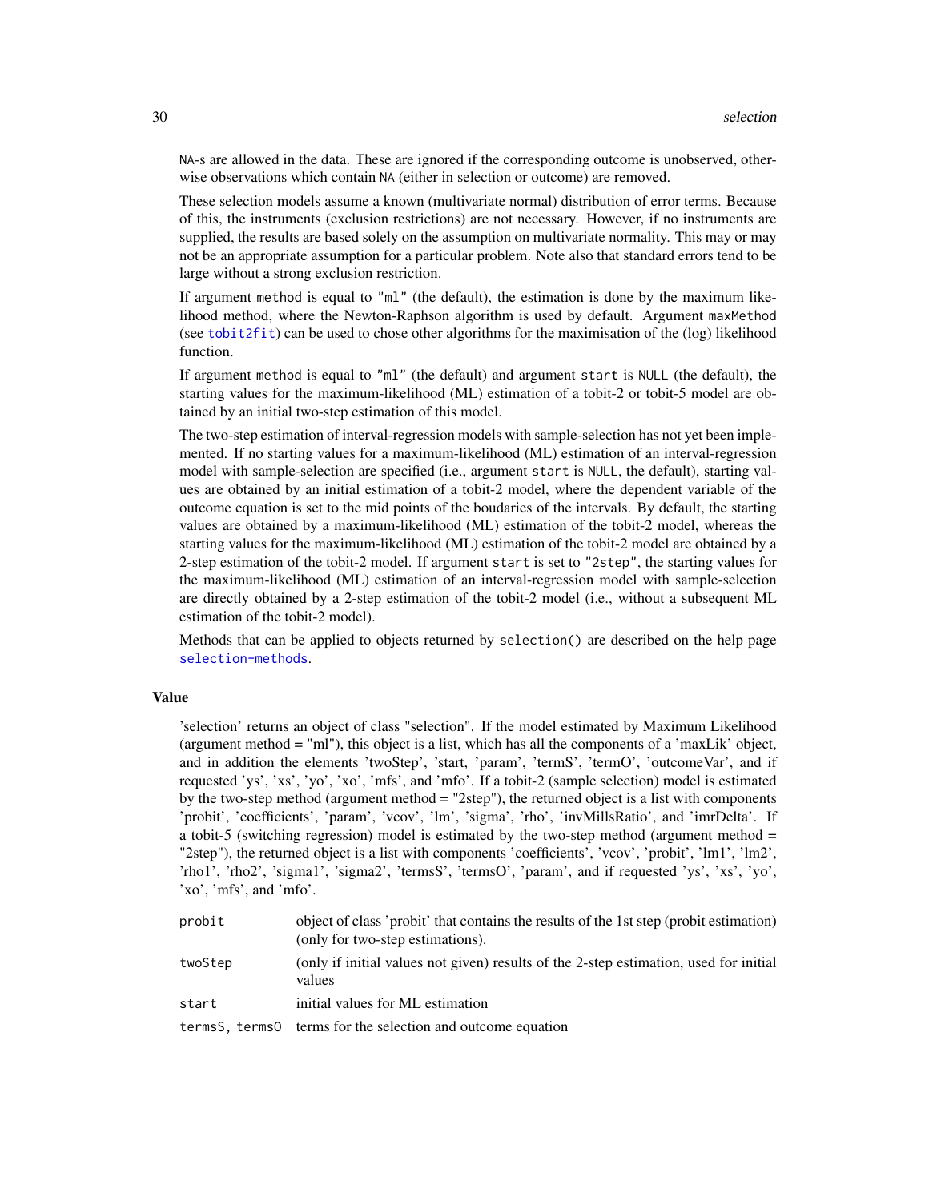NA-s are allowed in the data. These are ignored if the corresponding outcome is unobserved, otherwise observations which contain NA (either in selection or outcome) are removed.

These selection models assume a known (multivariate normal) distribution of error terms. Because of this, the instruments (exclusion restrictions) are not necessary. However, if no instruments are supplied, the results are based solely on the assumption on multivariate normality. This may or may not be an appropriate assumption for a particular problem. Note also that standard errors tend to be large without a strong exclusion restriction.

If argument method is equal to "ml" (the default), the estimation is done by the maximum likelihood method, where the Newton-Raphson algorithm is used by default. Argument maxMethod (see tobit2fit) can be used to chose other algorithms for the maximisation of the (log) likelihood function.

If argument method is equal to "ml" (the default) and argument start is NULL (the default), the starting values for the maximum-likelihood (ML) estimation of a tobit-2 or tobit-5 model are obtained by an initial two-step estimation of this model.

The two-step estimation of interval-regression models with sample-selection has not yet been implemented. If no starting values for a maximum-likelihood (ML) estimation of an interval-regression model with sample-selection are specified (i.e., argument start is NULL, the default), starting values are obtained by an initial estimation of a tobit-2 model, where the dependent variable of the outcome equation is set to the mid points of the boudaries of the intervals. By default, the starting values are obtained by a maximum-likelihood (ML) estimation of the tobit-2 model, whereas the starting values for the maximum-likelihood (ML) estimation of the tobit-2 model are obtained by a 2-step estimation of the tobit-2 model. If argument start is set to "2step", the starting values for the maximum-likelihood (ML) estimation of an interval-regression model with sample-selection are directly obtained by a 2-step estimation of the tobit-2 model (i.e., without a subsequent ML estimation of the tobit-2 model).

Methods that can be applied to objects returned by selection() are described on the help page selection-methods.

### Value

'selection' returns an object of class "selection". If the model estimated by Maximum Likelihood (argument method = "ml"), this object is a list, which has all the components of a 'maxLik' object, and in addition the elements 'twoStep', 'start, 'param', 'termS', 'termO', 'outcomeVar', and if requested 'ys', 'xs', 'yo', 'xo', 'mfs', and 'mfo'. If a tobit-2 (sample selection) model is estimated by the two-step method (argument method = "2step"), the returned object is a list with components 'probit', 'coefficients', 'param', 'vcov', 'lm', 'sigma', 'rho', 'invMillsRatio', and 'imrDelta'. If a tobit-5 (switching regression) model is estimated by the two-step method (argument method = "2step"), the returned object is a list with components 'coefficients', 'vcov', 'probit', 'lm1', 'lm2', 'rho1', 'rho2', 'sigma1', 'sigma2', 'termsS', 'termsO', 'param', and if requested 'ys', 'xs', 'yo', 'xo', 'mfs', and 'mfo'.

| | |
|---|---|
| probit | object of class 'probit' that contains the results of the 1st step (probit estimation) (only for two-step estimations). |
| twoStep | (only if initial values not given) results of the 2-step estimation, used for initial values |
| start | initial values for ML estimation |
| termsS, termsO | terms for the selection and outcome equation |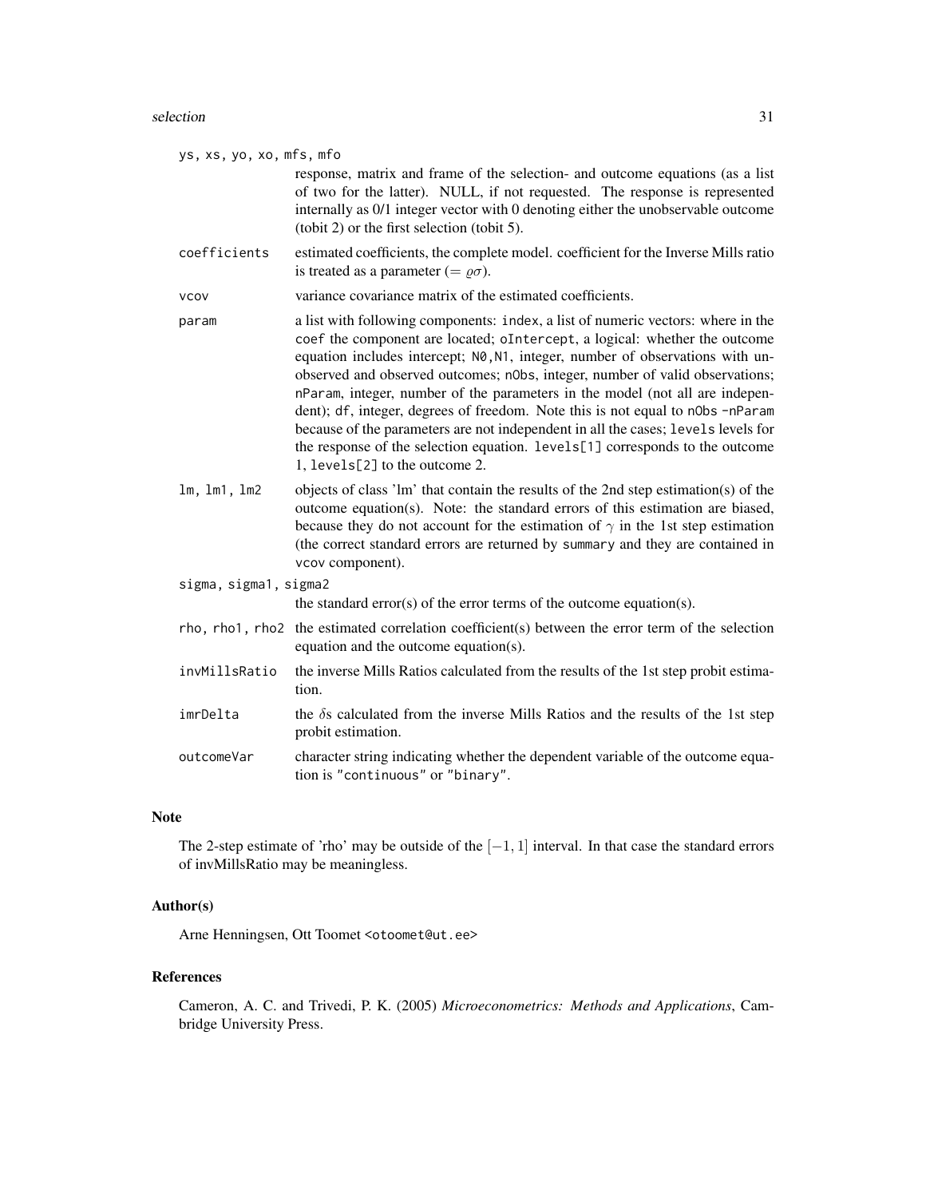ys, xs, yo, xo, mfs, mfo
: response, matrix and frame of the selection- and outcome equations (as a list of two for the latter). NULL, if not requested. The response is represented internally as 0/1 integer vector with 0 denoting either the unobservable outcome (tobit 2) or the first selection (tobit 5).

coefficients
: estimated coefficients, the complete model. coefficient for the Inverse Mills ratio is treated as a parameter ($= \varrho\sigma$).

vcov
: variance covariance matrix of the estimated coefficients.

param
: a list with following components: `index`, a list of numeric vectors: where in the `coef` the component are located; `oIntercept`, a logical: whether the outcome equation includes intercept; `N0,N1`, integer, number of observations with unobserved and observed outcomes; `nObs`, integer, number of valid observations; `nParam`, integer, number of the parameters in the model (not all are independent); `df`, integer, degrees of freedom. Note this is not equal to `nObs -nParam` because of the parameters are not independent in all the cases; `levels` levels for the response of the selection equation. `levels[1]` corresponds to the outcome 1, `levels[2]` to the outcome 2.

lm, lm1, lm2
: objects of class 'lm' that contain the results of the 2nd step estimation(s) of the outcome equation(s). Note: the standard errors of this estimation are biased, because they do not account for the estimation of $\gamma$ in the 1st step estimation (the correct standard errors are returned by `summary` and they are contained in `vcov` component).

sigma, sigma1, sigma2
: the standard error(s) of the error terms of the outcome equation(s).

rho, rho1, rho2
: the estimated correlation coefficient(s) between the error term of the selection equation and the outcome equation(s).

invMillsRatio
: the inverse Mills Ratios calculated from the results of the 1st step probit estimation.

imrDelta
: the $\delta$s calculated from the inverse Mills Ratios and the results of the 1st step probit estimation.

outcomeVar
: character string indicating whether the dependent variable of the outcome equation is "continuous" or "binary".

## Note

The 2-step estimate of 'rho' may be outside of the $[-1, 1]$ interval. In that case the standard errors of invMillsRatio may be meaningless.

## Author(s)

Arne Henningsen, Ott Toomet <otoomet@ut.ee>

## References

Cameron, A. C. and Trivedi, P. K. (2005) *Microeconometrics: Methods and Applications*, Cambridge University Press.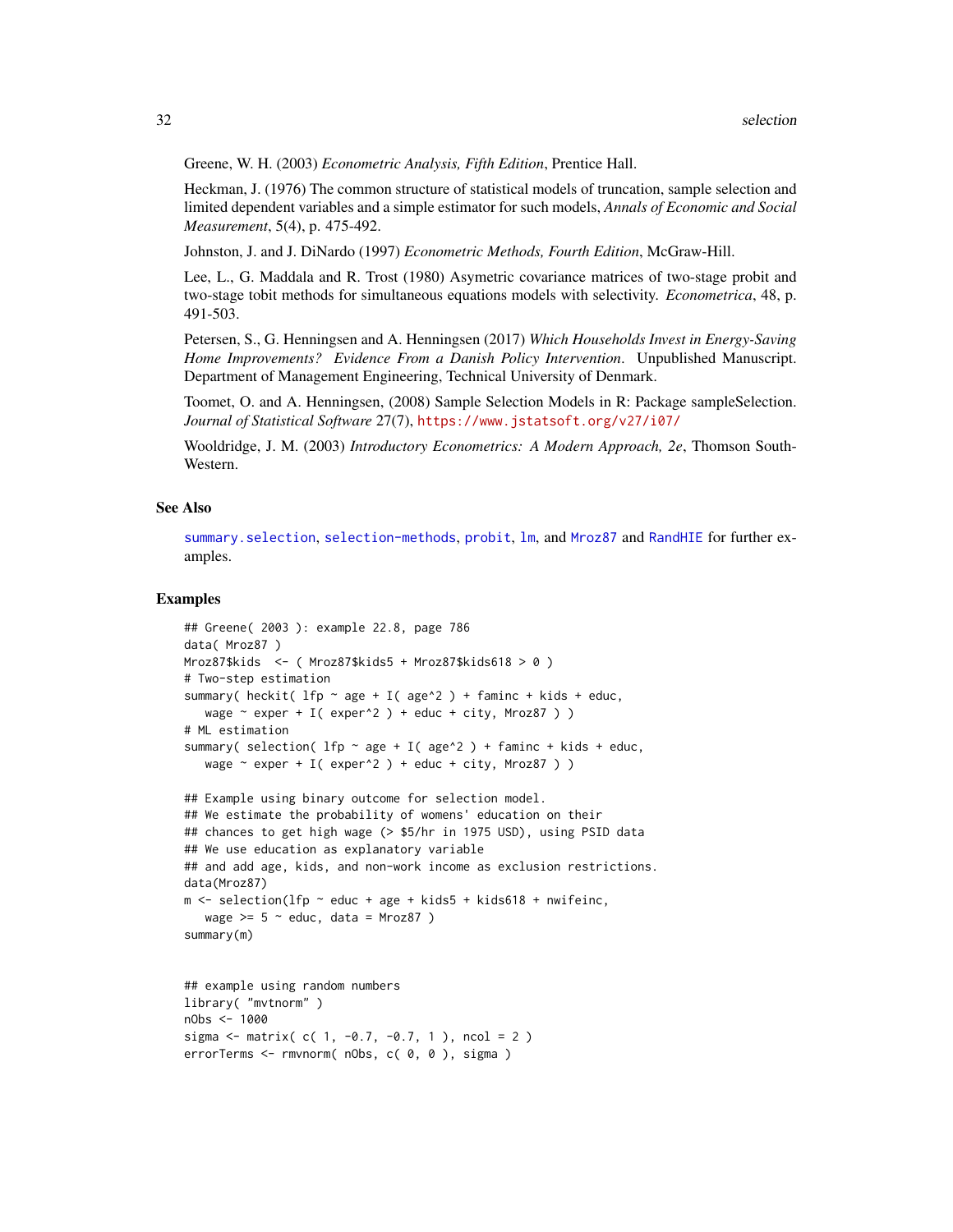Greene, W. H. (2003) *Econometric Analysis, Fifth Edition*, Prentice Hall.

Heckman, J. (1976) The common structure of statistical models of truncation, sample selection and limited dependent variables and a simple estimator for such models, *Annals of Economic and Social Measurement*, 5(4), p. 475-492.

Johnston, J. and J. DiNardo (1997) *Econometric Methods, Fourth Edition*, McGraw-Hill.

Lee, L., G. Maddala and R. Trost (1980) Asymetric covariance matrices of two-stage probit and two-stage tobit methods for simultaneous equations models with selectivity. *Econometrica*, 48, p. 491-503.

Petersen, S., G. Henningsen and A. Henningsen (2017) *Which Households Invest in Energy-Saving Home Improvements? Evidence From a Danish Policy Intervention*. Unpublished Manuscript. Department of Management Engineering, Technical University of Denmark.

Toomet, O. and A. Henningsen, (2008) Sample Selection Models in R: Package sampleSelection. *Journal of Statistical Software* 27(7), https://www.jstatsoft.org/v27/i07/

Wooldridge, J. M. (2003) *Introductory Econometrics: A Modern Approach, 2e*, Thomson South-Western.

## See Also

summary.selection, selection-methods, probit, lm, and Mroz87 and RandHIE for further examples.

## Examples

```
## Greene( 2003 ): example 22.8, page 786
data( Mroz87 )
Mroz87$kids  <- ( Mroz87$kids5 + Mroz87$kids618 > 0 )
# Two-step estimation
summary( heckit( lfp ~ age + I( age^2 ) + faminc + kids + educ,
   wage ~ exper + I( exper^2 ) + educ + city, Mroz87 ) )
# ML estimation
summary( selection( lfp ~ age + I( age^2 ) + faminc + kids + educ,
   wage ~ exper + I( exper^2 ) + educ + city, Mroz87 ) )

## Example using binary outcome for selection model.
## We estimate the probability of womens' education on their
## chances to get high wage (> $5/hr in 1975 USD), using PSID data
## We use education as explanatory variable
## and add age, kids, and non-work income as exclusion restrictions.
data(Mroz87)
m <- selection(lfp ~ educ + age + kids5 + kids618 + nwifeinc,
   wage >= 5 ~ educ, data = Mroz87 )
summary(m)


## example using random numbers
library( "mvtnorm" )
nObs <- 1000
sigma <- matrix( c( 1, -0.7, -0.7, 1 ), ncol = 2 )
errorTerms <- rmvnorm( nObs, c( 0, 0 ), sigma )
```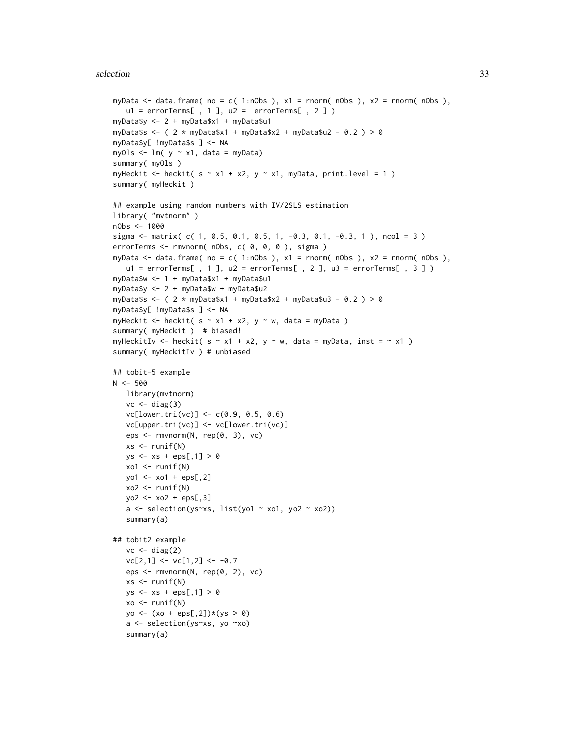```
myData <- data.frame( no = c( 1:nObs ), x1 = rnorm( nObs ), x2 = rnorm( nObs ),
   u1 = errorTerms[ , 1 ], u2 =  errorTerms[ , 2 ] )
myData$y <- 2 + myData$x1 + myData$u1
myData$s <- ( 2 * myData$x1 + myData$x2 + myData$u2 - 0.2 ) > 0
myData$y[ !myData$s ] <- NA
myOls <- lm( y ~ x1, data = myData)
summary( myOls )
myHeckit <- heckit( s ~ x1 + x2, y ~ x1, myData, print.level = 1 )
summary( myHeckit )

## example using random numbers with IV/2SLS estimation
library( "mvtnorm" )
nObs <- 1000
sigma <- matrix( c( 1, 0.5, 0.1, 0.5, 1, -0.3, 0.1, -0.3, 1 ), ncol = 3 )
errorTerms <- rmvnorm( nObs, c( 0, 0, 0 ), sigma )
myData <- data.frame( no = c( 1:nObs ), x1 = rnorm( nObs ), x2 = rnorm( nObs ),
   u1 = errorTerms[ , 1 ], u2 = errorTerms[ , 2 ], u3 = errorTerms[ , 3 ] )
myData$w <- 1 + myData$x1 + myData$u1
myData$y <- 2 + myData$w + myData$u2
myData$s <- ( 2 * myData$x1 + myData$x2 + myData$u3 - 0.2 ) > 0
myData$y[ !myData$s ] <- NA
myHeckit <- heckit( s ~ x1 + x2, y ~ w, data = myData )
summary( myHeckit )  # biased!
myHeckitIv <- heckit( s ~ x1 + x2, y ~ w, data = myData, inst = ~ x1 )
summary( myHeckitIv ) # unbiased

## tobit-5 example
N <- 500
   library(mvtnorm)
   vc <- diag(3)
   vc[lower.tri(vc)] <- c(0.9, 0.5, 0.6)
   vc[upper.tri(vc)] <- vc[lower.tri(vc)]
   eps <- rmvnorm(N, rep(0, 3), vc)
   xs <- runif(N)
   ys <- xs + eps[,1] > 0
   xo1 <- runif(N)
   yo1 <- xo1 + eps[,2]
   xo2 <- runif(N)
   yo2 <- xo2 + eps[,3]
   a <- selection(ys~xs, list(yo1 ~ xo1, yo2 ~ xo2))
   summary(a)

## tobit2 example
   vc <- diag(2)
   vc[2,1] <- vc[1,2] <- -0.7
   eps <- rmvnorm(N, rep(0, 2), vc)
   xs <- runif(N)
   ys <- xs + eps[,1] > 0
   xo <- runif(N)
   yo <- (xo + eps[,2])*(ys > 0)
   a <- selection(ys~xs, yo ~xo)
   summary(a)
```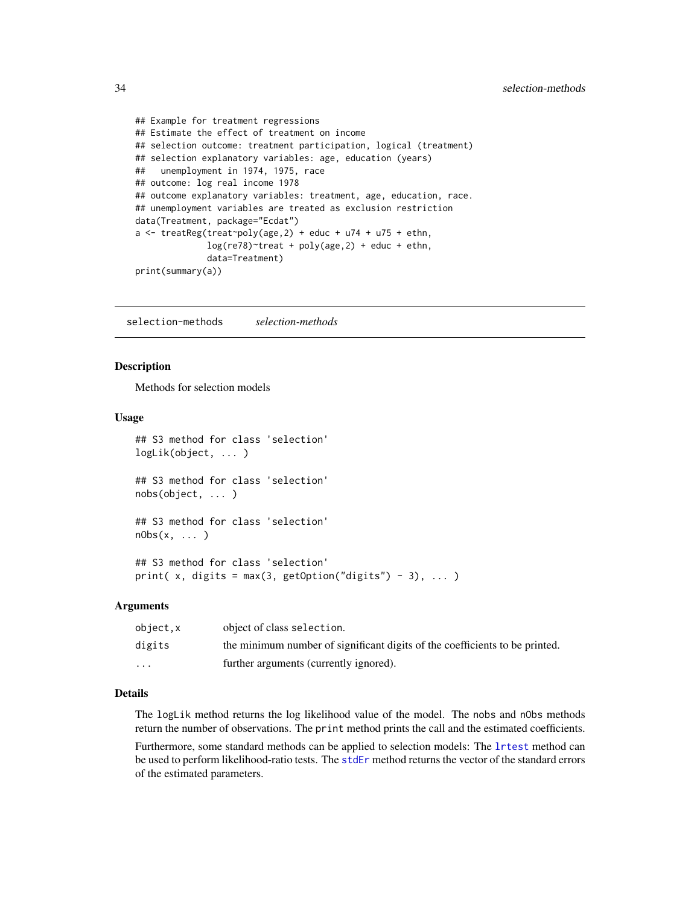```
## Example for treatment regressions
## Estimate the effect of treatment on income
## selection outcome: treatment participation, logical (treatment)
## selection explanatory variables: age, education (years)
##   unemployment in 1974, 1975, race
## outcome: log real income 1978
## outcome explanatory variables: treatment, age, education, race.
## unemployment variables are treated as exclusion restriction
data(Treatment, package="Ecdat")
a <- treatReg(treat~poly(age,2) + educ + u74 + u75 + ethn,
              log(re78)~treat + poly(age,2) + educ + ethn,
              data=Treatment)
print(summary(a))
```

---

## selection-methods    *selection-methods*

### Description

Methods for selection models

### Usage

```
## S3 method for class 'selection'
logLik(object, ... )

## S3 method for class 'selection'
nobs(object, ... )

## S3 method for class 'selection'
nObs(x, ... )

## S3 method for class 'selection'
print( x, digits = max(3, getOption("digits") - 3), ... )
```

### Arguments

| | |
|---|---|
| `object,x` | object of class `selection`. |
| `digits` | the minimum number of significant digits of the coefficients to be printed. |
| `...` | further arguments (currently ignored). |

### Details

The `logLik` method returns the log likelihood value of the model. The `nobs` and `nObs` methods return the number of observations. The `print` method prints the call and the estimated coefficients.

Furthermore, some standard methods can be applied to selection models: The `lrtest` method can be used to perform likelihood-ratio tests. The `stdEr` method returns the vector of the standard errors of the estimated parameters.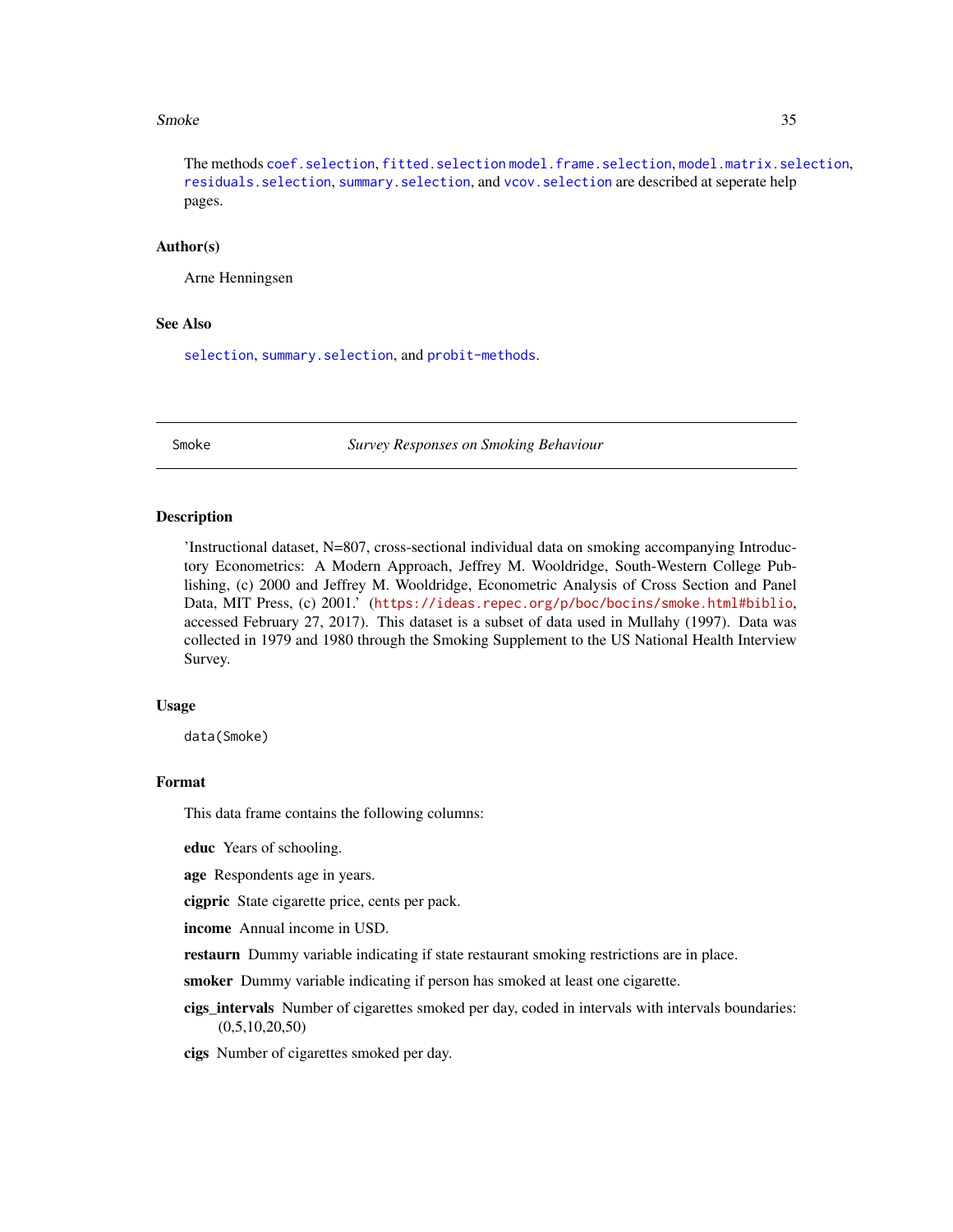The methods `coef.selection`, `fitted.selection` `model.frame.selection`, `model.matrix.selection`, `residuals.selection`, `summary.selection`, and `vcov.selection` are described at seperate help pages.

### Author(s)

Arne Henningsen

### See Also

`selection`, `summary.selection`, and `probit-methods`.

---

## Smoke — *Survey Responses on Smoking Behaviour*

---

### Description

'Instructional dataset, N=807, cross-sectional individual data on smoking accompanying Introductory Econometrics: A Modern Approach, Jeffrey M. Wooldridge, South-Western College Publishing, (c) 2000 and Jeffrey M. Wooldridge, Econometric Analysis of Cross Section and Panel Data, MIT Press, (c) 2001.' (https://ideas.repec.org/p/boc/bocins/smoke.html#biblio, accessed February 27, 2017). This dataset is a subset of data used in Mullahy (1997). Data was collected in 1979 and 1980 through the Smoking Supplement to the US National Health Interview Survey.

### Usage

```
data(Smoke)
```

### Format

This data frame contains the following columns:

**educ** Years of schooling.

**age** Respondents age in years.

**cigpric** State cigarette price, cents per pack.

**income** Annual income in USD.

**restaurn** Dummy variable indicating if state restaurant smoking restrictions are in place.

**smoker** Dummy variable indicating if person has smoked at least one cigarette.

**cigs_intervals** Number of cigarettes smoked per day, coded in intervals with intervals boundaries: (0,5,10,20,50)

**cigs** Number of cigarettes smoked per day.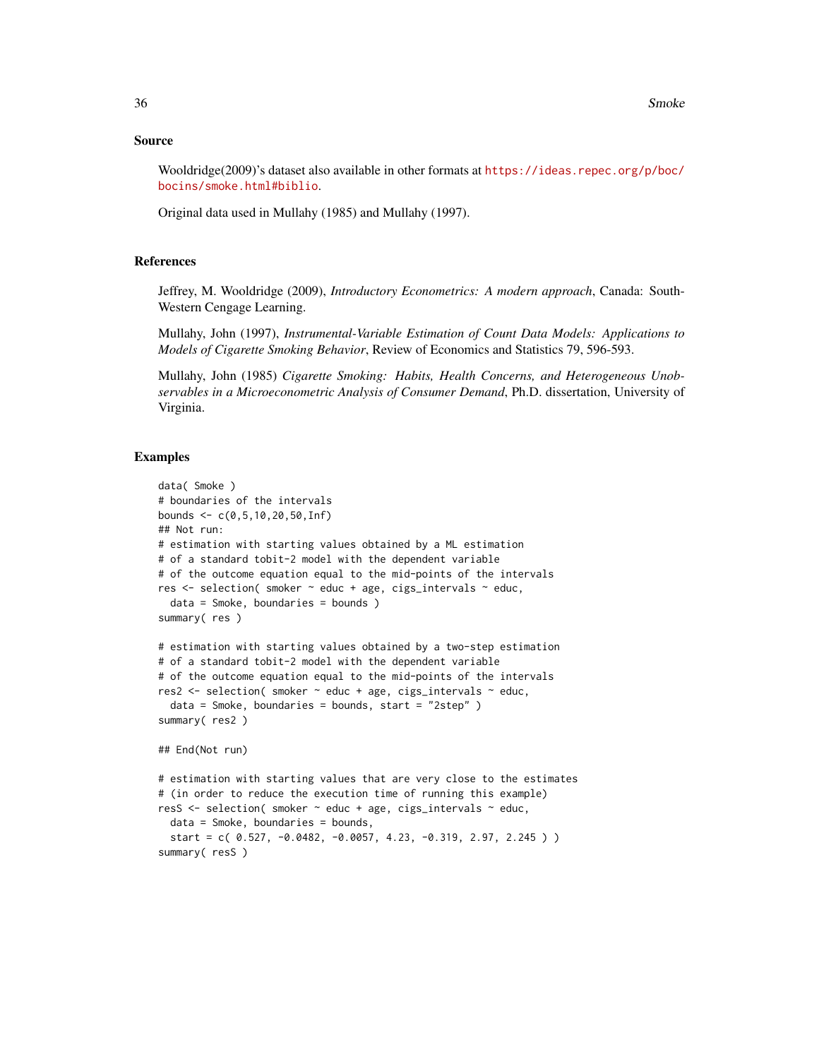## Source

Wooldridge(2009)'s dataset also available in other formats at https://ideas.repec.org/p/boc/bocins/smoke.html#biblio.

Original data used in Mullahy (1985) and Mullahy (1997).

## References

Jeffrey, M. Wooldridge (2009), *Introductory Econometrics: A modern approach*, Canada: South-Western Cengage Learning.

Mullahy, John (1997), *Instrumental-Variable Estimation of Count Data Models: Applications to Models of Cigarette Smoking Behavior*, Review of Economics and Statistics 79, 596-593.

Mullahy, John (1985) *Cigarette Smoking: Habits, Health Concerns, and Heterogeneous Unobservables in a Microeconometric Analysis of Consumer Demand*, Ph.D. dissertation, University of Virginia.

## Examples

```
data( Smoke )
# boundaries of the intervals
bounds <- c(0,5,10,20,50,Inf)
## Not run:
# estimation with starting values obtained by a ML estimation
# of a standard tobit-2 model with the dependent variable
# of the outcome equation equal to the mid-points of the intervals
res <- selection( smoker ~ educ + age, cigs_intervals ~ educ,
  data = Smoke, boundaries = bounds )
summary( res )

# estimation with starting values obtained by a two-step estimation
# of a standard tobit-2 model with the dependent variable
# of the outcome equation equal to the mid-points of the intervals
res2 <- selection( smoker ~ educ + age, cigs_intervals ~ educ,
  data = Smoke, boundaries = bounds, start = "2step" )
summary( res2 )

## End(Not run)

# estimation with starting values that are very close to the estimates
# (in order to reduce the execution time of running this example)
resS <- selection( smoker ~ educ + age, cigs_intervals ~ educ,
  data = Smoke, boundaries = bounds,
  start = c( 0.527, -0.0482, -0.0057, 4.23, -0.319, 2.97, 2.245 ) )
summary( resS )
```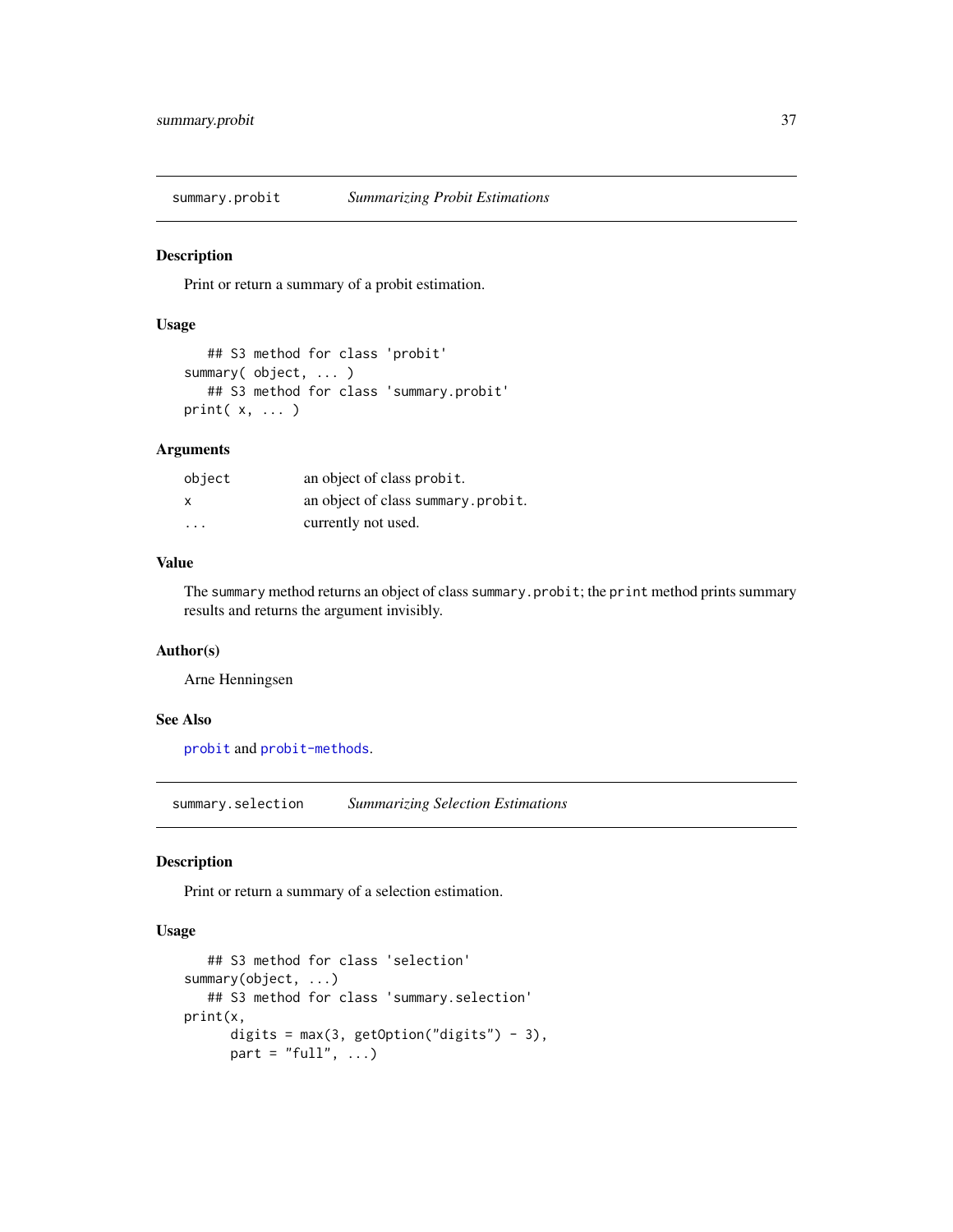## summary.probit — *Summarizing Probit Estimations*

### Description

Print or return a summary of a probit estimation.

### Usage

```
   ## S3 method for class 'probit'
summary( object, ... )
   ## S3 method for class 'summary.probit'
print( x, ... )
```

### Arguments

| | |
|---|---|
| `object` | an object of class `probit`. |
| `x` | an object of class `summary.probit`. |
| `...` | currently not used. |

### Value

The `summary` method returns an object of class `summary.probit`; the `print` method prints summary results and returns the argument invisibly.

### Author(s)

Arne Henningsen

### See Also

`probit` and `probit-methods`.

## summary.selection — *Summarizing Selection Estimations*

### Description

Print or return a summary of a selection estimation.

### Usage

```
   ## S3 method for class 'selection'
summary(object, ...)
   ## S3 method for class 'summary.selection'
print(x,
      digits = max(3, getOption("digits") - 3),
      part = "full", ...)
```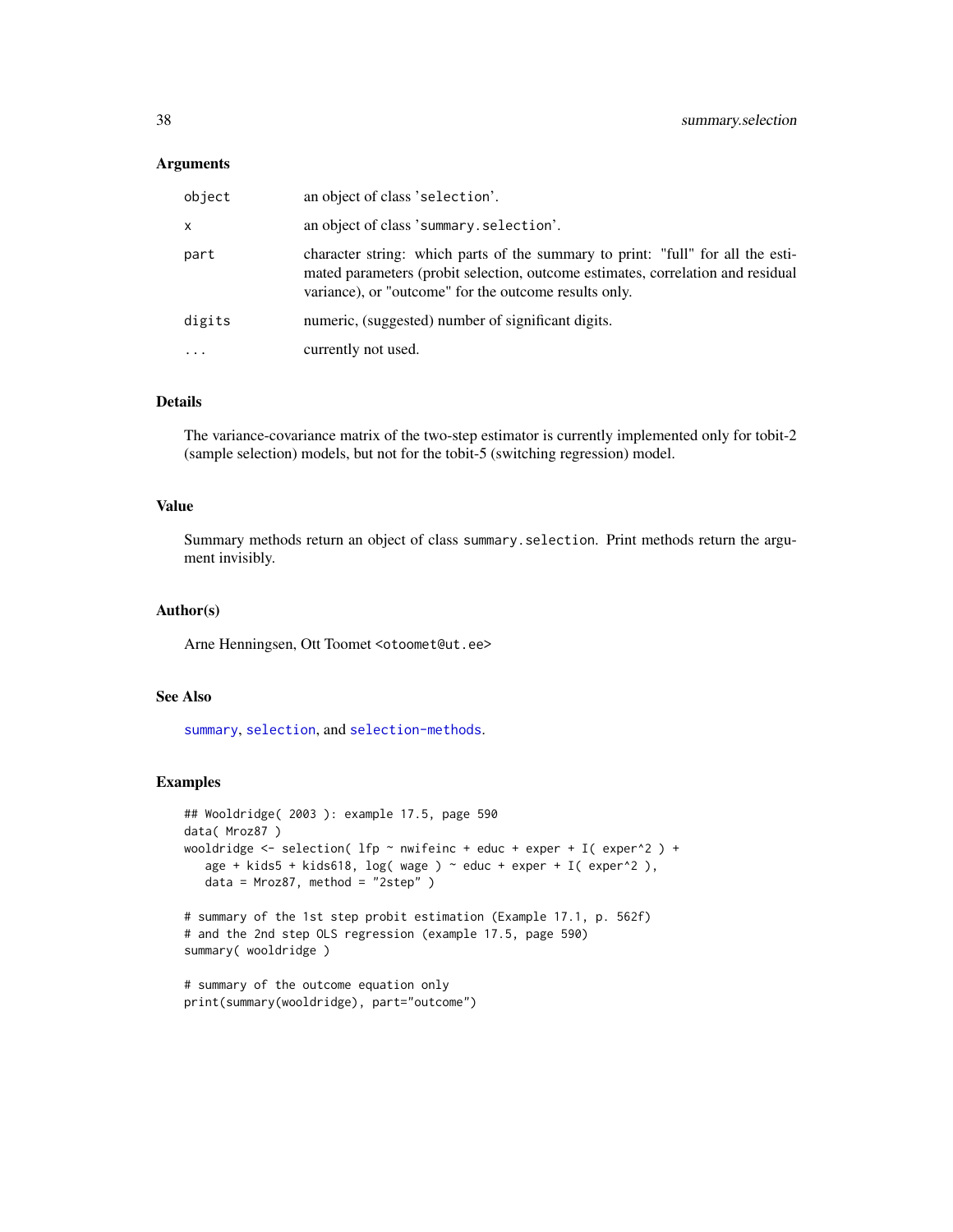### Arguments

| | |
|---|---|
| `object` | an object of class 'selection'. |
| `x` | an object of class 'summary.selection'. |
| `part` | character string: which parts of the summary to print: "full" for all the estimated parameters (probit selection, outcome estimates, correlation and residual variance), or "outcome" for the outcome results only. |
| `digits` | numeric, (suggested) number of significant digits. |
| `...` | currently not used. |

### Details

The variance-covariance matrix of the two-step estimator is currently implemented only for tobit-2 (sample selection) models, but not for the tobit-5 (switching regression) model.

### Value

Summary methods return an object of class `summary.selection`. Print methods return the argument invisibly.

### Author(s)

Arne Henningsen, Ott Toomet <otoomet@ut.ee>

### See Also

`summary`, `selection`, and `selection-methods`.

### Examples

```
## Wooldridge( 2003 ): example 17.5, page 590
data( Mroz87 )
wooldridge <- selection( lfp ~ nwifeinc + educ + exper + I( exper^2 ) +
   age + kids5 + kids618, log( wage ) ~ educ + exper + I( exper^2 ),
   data = Mroz87, method = "2step" )

# summary of the 1st step probit estimation (Example 17.1, p. 562f)
# and the 2nd step OLS regression (example 17.5, page 590)
summary( wooldridge )

# summary of the outcome equation only
print(summary(wooldridge), part="outcome")
```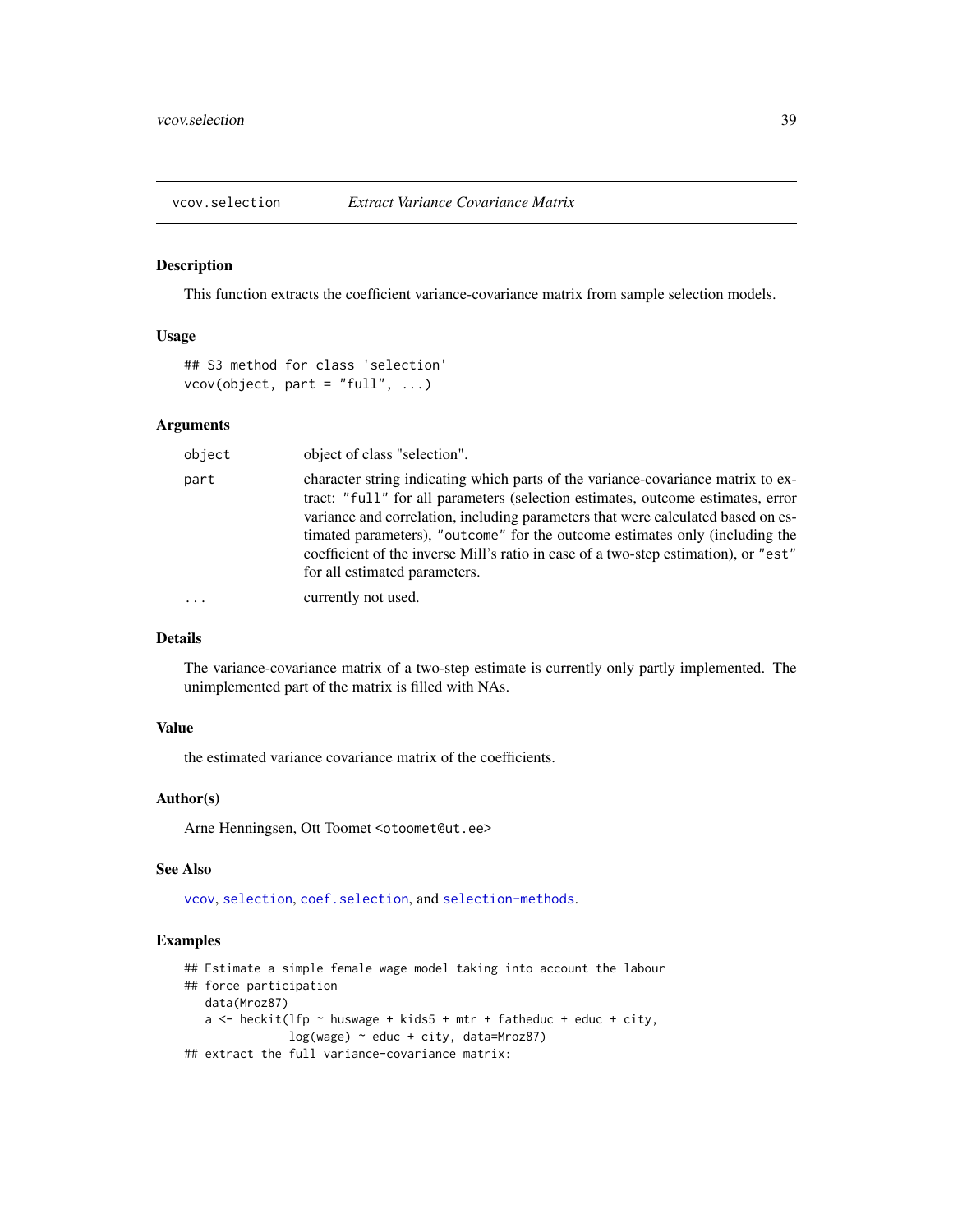## vcov.selection *Extract Variance Covariance Matrix*

### Description

This function extracts the coefficient variance-covariance matrix from sample selection models.

### Usage

```
## S3 method for class 'selection'
vcov(object, part = "full", ...)
```

### Arguments

| | |
|---|---|
| `object` | object of class "selection". |
| `part` | character string indicating which parts of the variance-covariance matrix to extract: `"full"` for all parameters (selection estimates, outcome estimates, error variance and correlation, including parameters that were calculated based on estimated parameters), `"outcome"` for the outcome estimates only (including the coefficient of the inverse Mill's ratio in case of a two-step estimation), or `"est"` for all estimated parameters. |
| `...` | currently not used. |

### Details

The variance-covariance matrix of a two-step estimate is currently only partly implemented. The unimplemented part of the matrix is filled with NAs.

### Value

the estimated variance covariance matrix of the coefficients.

### Author(s)

Arne Henningsen, Ott Toomet <otoomet@ut.ee>

### See Also

`vcov`, `selection`, `coef.selection`, and `selection-methods`.

### Examples

```
## Estimate a simple female wage model taking into account the labour
## force participation
   data(Mroz87)
   a <- heckit(lfp ~ huswage + kids5 + mtr + fatheduc + educ + city,
               log(wage) ~ educ + city, data=Mroz87)
## extract the full variance-covariance matrix:
```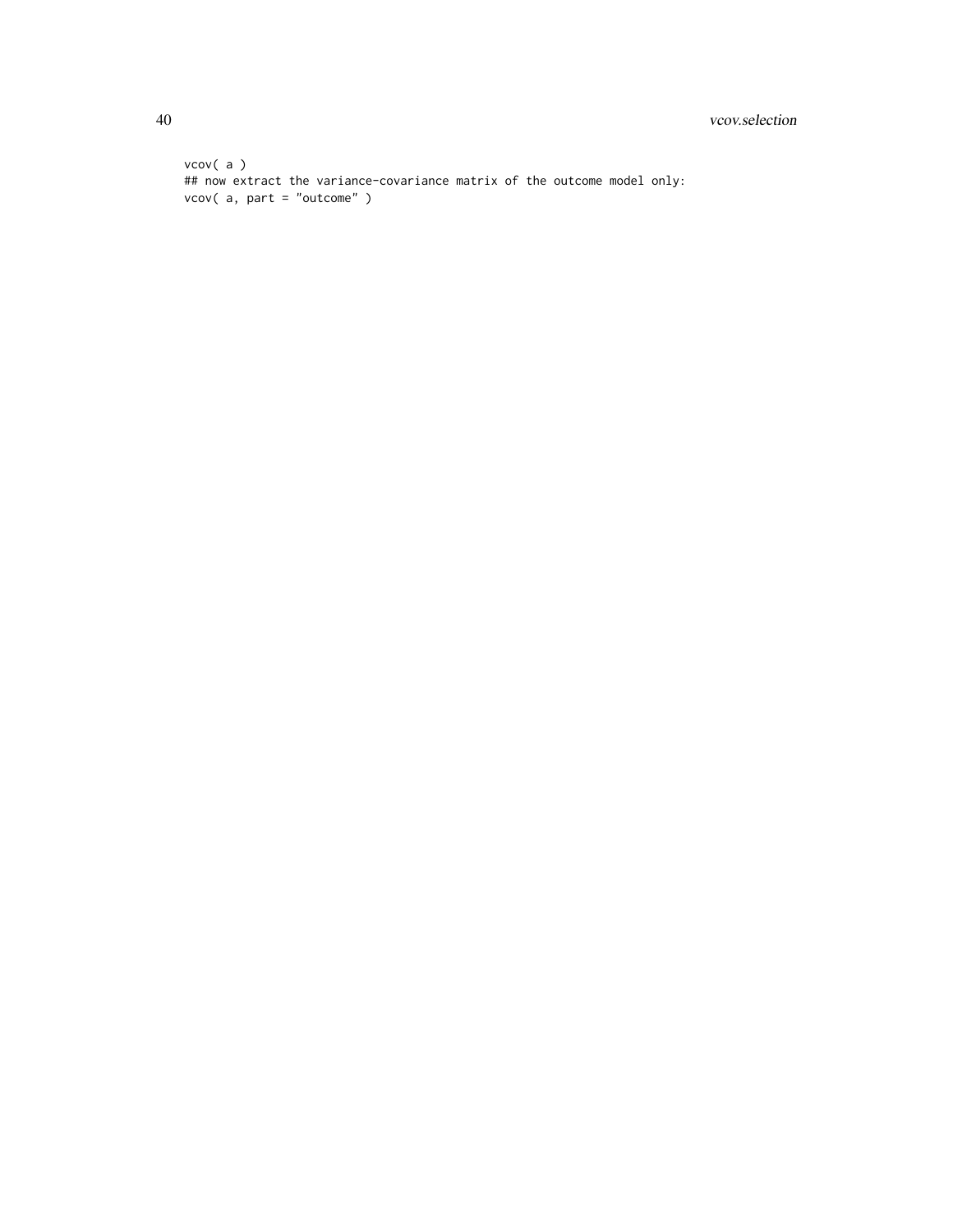```
vcov( a )
## now extract the variance-covariance matrix of the outcome model only:
vcov( a, part = "outcome" )
```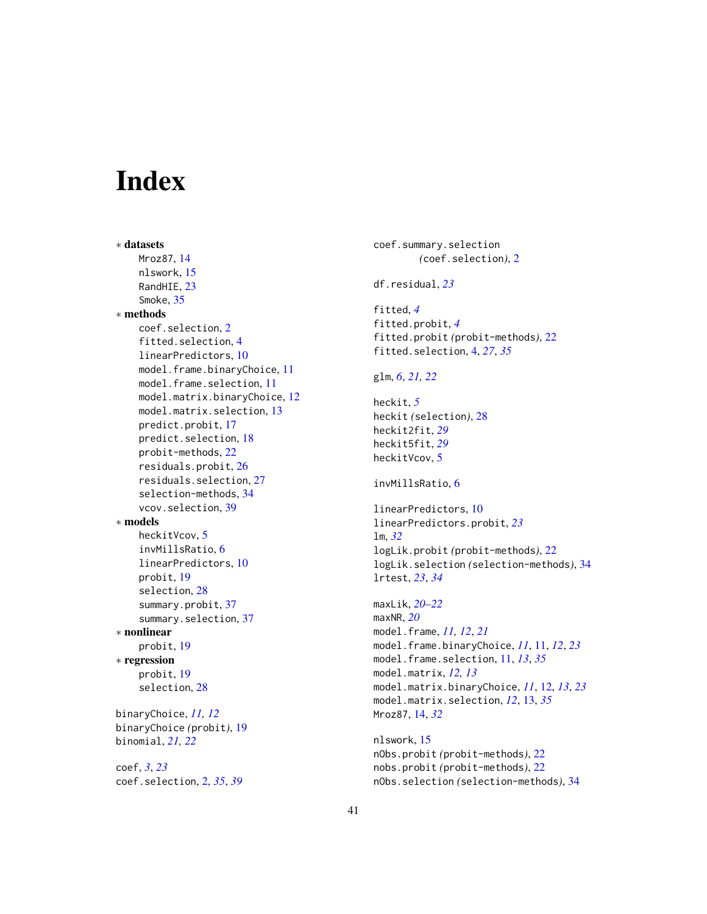# Index

∗ **datasets**
  - Mroz87, 14
  - nlswork, 15
  - RandHIE, 23
  - Smoke, 35

∗ **methods**
  - coef.selection, 2
  - fitted.selection, 4
  - linearPredictors, 10
  - model.frame.binaryChoice, 11
  - model.frame.selection, 11
  - model.matrix.binaryChoice, 12
  - model.matrix.selection, 13
  - predict.probit, 17
  - predict.selection, 18
  - probit-methods, 22
  - residuals.probit, 26
  - residuals.selection, 27
  - selection-methods, 34
  - vcov.selection, 39

∗ **models**
  - heckitVcov, 5
  - invMillsRatio, 6
  - linearPredictors, 10
  - probit, 19
  - selection, 28
  - summary.probit, 37
  - summary.selection, 37

∗ **nonlinear**
  - probit, 19

∗ **regression**
  - probit, 19
  - selection, 28

binaryChoice, *11, 12*
binaryChoice *(*probit*)*, 19
binomial, *21, 22*

coef, *3*, *23*
coef.selection, 2, *35*, *39*
coef.summary.selection
    *(*coef.selection*)*, 2

df.residual, *23*

fitted, *4*
fitted.probit, *4*
fitted.probit *(*probit-methods*)*, 22
fitted.selection, 4, *27*, *35*

glm, *6*, *21, 22*

heckit, *5*
heckit *(*selection*)*, 28
heckit2fit, *29*
heckit5fit, *29*
heckitVcov, 5

invMillsRatio, 6

linearPredictors, 10
linearPredictors.probit, *23*
lm, *32*
logLik.probit *(*probit-methods*)*, 22
logLik.selection *(*selection-methods*)*, 34
lrtest, *23*, *34*

maxLik, *20–22*
maxNR, *20*
model.frame, *11, 12*, *21*
model.frame.binaryChoice, *11*, 11, *12*, *23*
model.frame.selection, 11, *13*, *35*
model.matrix, *12, 13*
model.matrix.binaryChoice, *11*, 12, *13*, *23*
model.matrix.selection, *12*, 13, *35*
Mroz87, 14, *32*

nlswork, 15
nObs.probit *(*probit-methods*)*, 22
nobs.probit *(*probit-methods*)*, 22
nObs.selection *(*selection-methods*)*, 34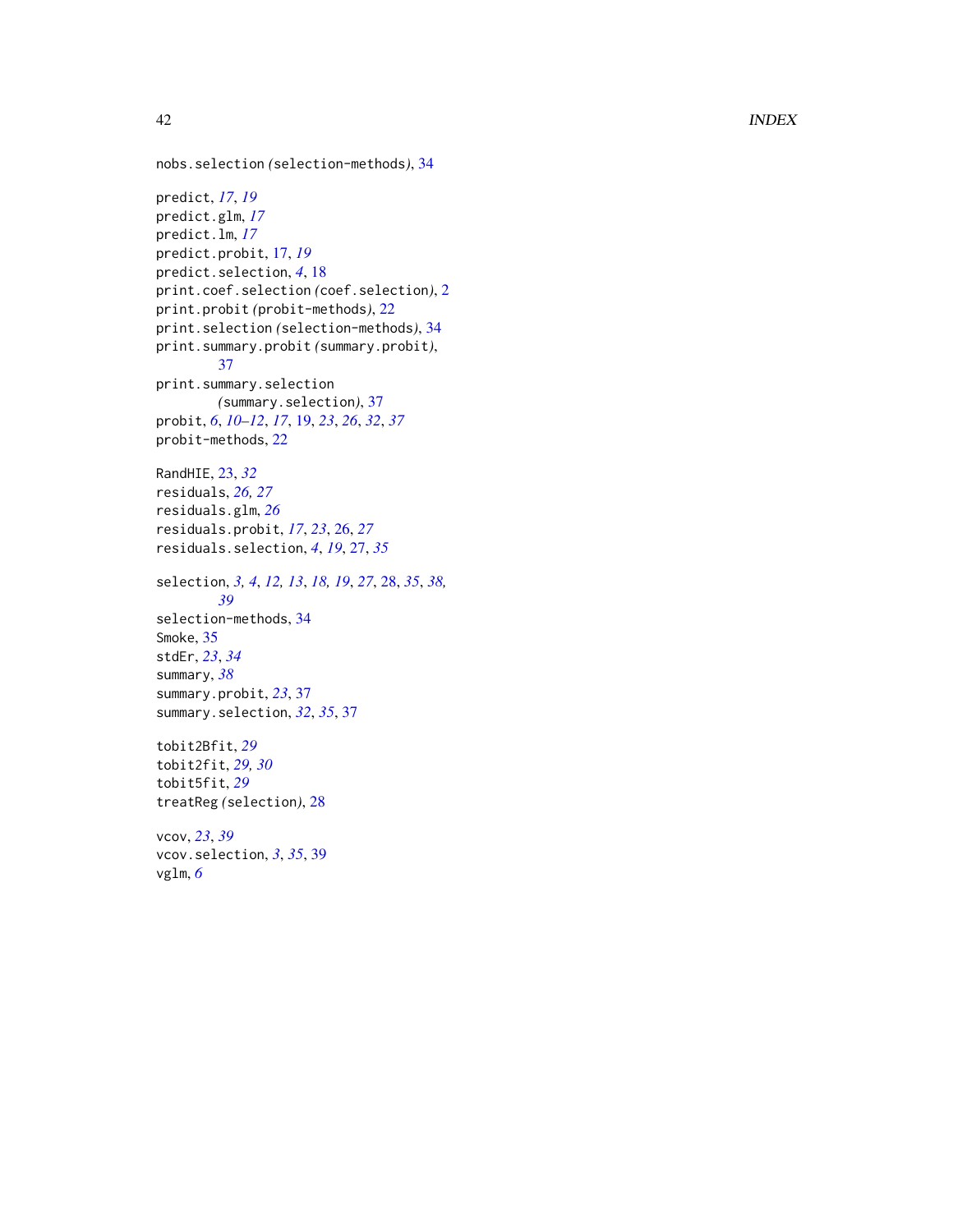nobs.selection *(*selection-methods*)*, 34

predict, *17*, *19*
predict.glm, *17*
predict.lm, *17*
predict.probit, 17, *19*
predict.selection, *4*, 18
print.coef.selection *(*coef.selection*)*, 2
print.probit *(*probit-methods*)*, 22
print.selection *(*selection-methods*)*, 34
print.summary.probit *(*summary.probit*)*, 37
print.summary.selection *(*summary.selection*)*, 37
probit, *6*, *10–12*, *17*, 19, *23*, *26*, *32*, *37*
probit-methods, 22

RandHIE, 23, *32*
residuals, *26, 27*
residuals.glm, *26*
residuals.probit, *17*, *23*, 26, *27*
residuals.selection, *4*, *19*, 27, *35*

selection, *3, 4*, *12, 13*, *18, 19*, *27*, 28, *35*, *38, 39*
selection-methods, 34
Smoke, 35
stdEr, *23*, *34*
summary, *38*
summary.probit, *23*, 37
summary.selection, *32*, *35*, 37

tobit2Bfit, *29*
tobit2fit, *29, 30*
tobit5fit, *29*
treatReg *(*selection*)*, 28

vcov, *23*, *39*
vcov.selection, *3*, *35*, 39
vglm, *6*